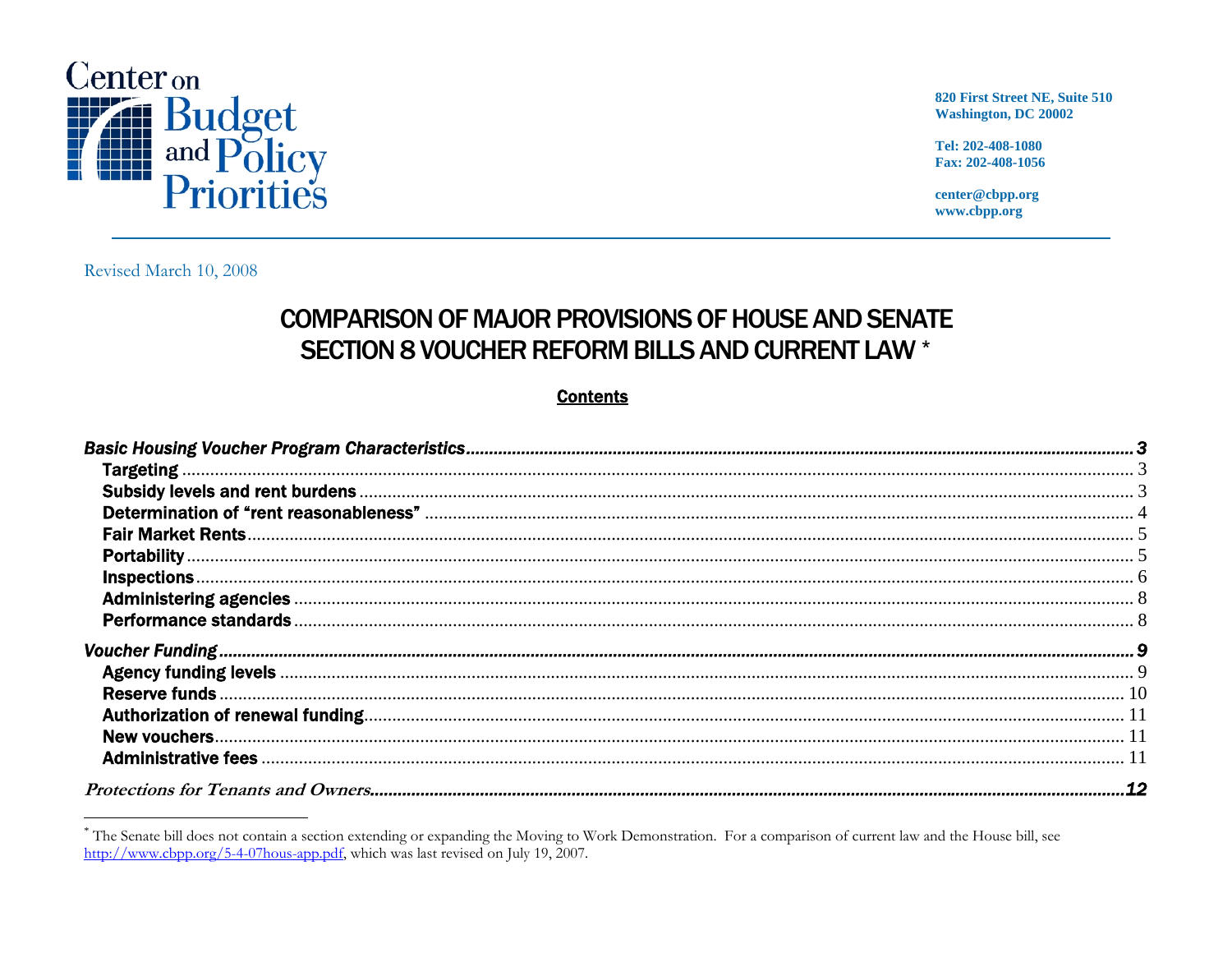Center on Budget and Policy Priorities

820 First Street NE, Suite 510
Washington, DC 20002

Tel: 202-408-1080
Fax: 202-408-1056

center@cbpp.org
www.cbpp.org

Revised March 10, 2008

# COMPARISON OF MAJOR PROVISIONS OF HOUSE AND SENATE SECTION 8 VOUCHER REFORM BILLS AND CURRENT LAW *

## Contents

*Basic Housing Voucher Program Characteristics* ..... 3
- **Targeting** ..... 3
- **Subsidy levels and rent burdens** ..... 3
- **Determination of "rent reasonableness"** ..... 4
- **Fair Market Rents** ..... 5
- **Portability** ..... 5
- **Inspections** ..... 6
- **Administering agencies** ..... 8
- **Performance standards** ..... 8

*Voucher Funding* ..... 9
- **Agency funding levels** ..... 9
- **Reserve funds** ..... 10
- **Authorization of renewal funding** ..... 11
- **New vouchers** ..... 11
- **Administrative fees** ..... 11

*Protections for Tenants and Owners* ..... 12

---

* The Senate bill does not contain a section extending or expanding the Moving to Work Demonstration. For a comparison of current law and the House bill, see http://www.cbpp.org/5-4-07hous-app.pdf, which was last revised on July 19, 2007.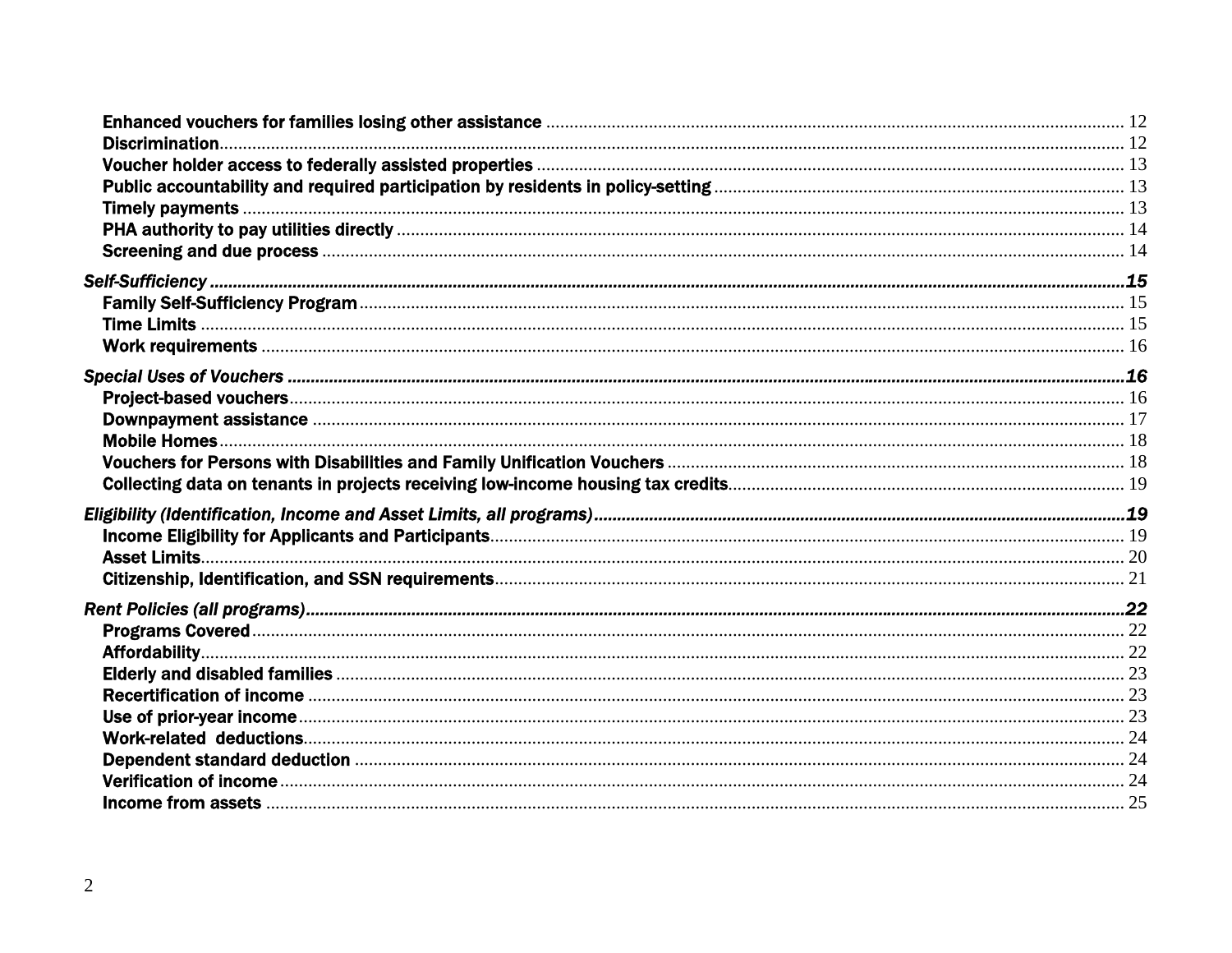**Enhanced vouchers for families losing other assistance** ... 12
**Discrimination** ... 12
**Voucher holder access to federally assisted properties** ... 13
**Public accountability and required participation by residents in policy-setting** ... 13
**Timely payments** ... 13
**PHA authority to pay utilities directly** ... 14
**Screening and due process** ... 14

***Self-Sufficiency*** ... ***15***
**Family Self-Sufficiency Program** ... 15
**Time Limits** ... 15
**Work requirements** ... 16

***Special Uses of Vouchers*** ... ***16***
**Project-based vouchers** ... 16
**Downpayment assistance** ... 17
**Mobile Homes** ... 18
**Vouchers for Persons with Disabilities and Family Unification Vouchers** ... 18
**Collecting data on tenants in projects receiving low-income housing tax credits** ... 19

***Eligibility (Identification, Income and Asset Limits, all programs)*** ... ***19***
**Income Eligibility for Applicants and Participants** ... 19
**Asset Limits** ... 20
**Citizenship, Identification, and SSN requirements** ... 21

***Rent Policies (all programs)*** ... ***22***
**Programs Covered** ... 22
**Affordability** ... 22
**Elderly and disabled families** ... 23
**Recertification of income** ... 23
**Use of prior-year income** ... 23
**Work-related deductions** ... 24
**Dependent standard deduction** ... 24
**Verification of income** ... 24
**Income from assets** ... 25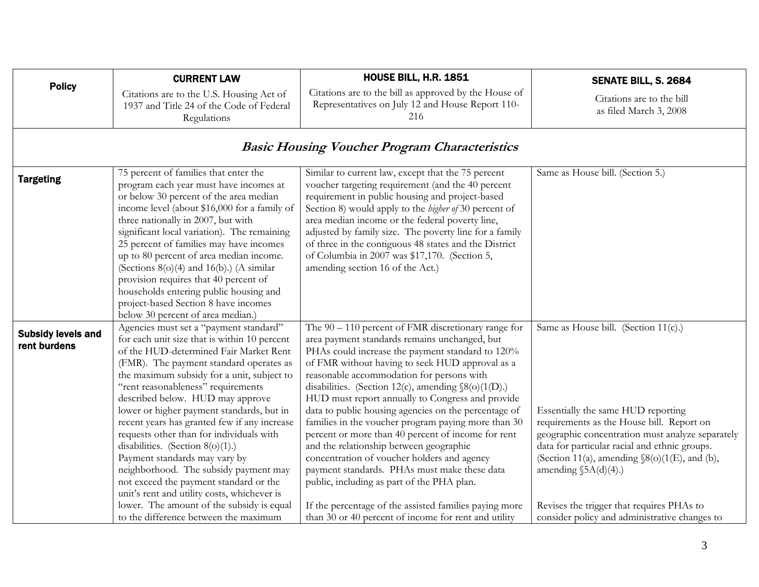| Policy | CURRENT LAW<br>Citations are to the U.S. Housing Act of 1937 and Title 24 of the Code of Federal Regulations | HOUSE BILL, H.R. 1851<br>Citations are to the bill as approved by the House of Representatives on July 12 and House Report 110-216 | SENATE BILL, S. 2684<br>Citations are to the bill as filed March 3, 2008 |
|---|---|---|---|
| ***Basic Housing Voucher Program Characteristics*** | | | |
| **Targeting** | 75 percent of families that enter the program each year must have incomes at or below 30 percent of the area median income level (about $16,000 for a family of three nationally in 2007, but with significant local variation). The remaining 25 percent of families may have incomes up to 80 percent of area median income. (Sections 8(o)(4) and 16(b).) (A similar provision requires that 40 percent of households entering public housing and project-based Section 8 have incomes below 30 percent of area median.) | Similar to current law, except that the 75 percent voucher targeting requirement (and the 40 percent requirement in public housing and project-based Section 8) would apply to the *higher of* 30 percent of area median income or the federal poverty line, adjusted by family size. The poverty line for a family of three in the contiguous 48 states and the District of Columbia in 2007 was $17,170. (Section 5, amending section 16 of the Act.) | Same as House bill. (Section 5.) |
| **Subsidy levels and rent burdens** | Agencies must set a "payment standard" for each unit size that is within 10 percent of the HUD-determined Fair Market Rent (FMR). The payment standard operates as the maximum subsidy for a unit, subject to "rent reasonableness" requirements described below. HUD may approve lower or higher payment standards, but in recent years has granted few if any increase requests other than for individuals with disabilities. (Section 8(o)(1).)<br>Payment standards may vary by neighborhood. The subsidy payment may not exceed the payment standard or the unit's rent and utility costs, whichever is lower. The amount of the subsidy is equal to the difference between the maximum | The 90 – 110 percent of FMR discretionary range for area payment standards remains unchanged, but PHAs could increase the payment standard to 120% of FMR without having to seek HUD approval as a reasonable accommodation for persons with disabilities. (Section 12(c), amending §8(o)(1(D).)<br>HUD must report annually to Congress and provide data to public housing agencies on the percentage of families in the voucher program paying more than 30 percent or more than 40 percent of income for rent and the relationship between geographic concentration of voucher holders and agency payment standards. PHAs must make these data public, including as part of the PHA plan.<br><br>If the percentage of the assisted families paying more than 30 or 40 percent of income for rent and utility | Same as House bill. (Section 11(c).)<br><br>Essentially the same HUD reporting requirements as the House bill. Report on geographic concentration must analyze separately data for particular racial and ethnic groups. (Section 11(a), amending §8(o)(1(E), and (b), amending §5A(d)(4).)<br><br>Revises the trigger that requires PHAs to consider policy and administrative changes to |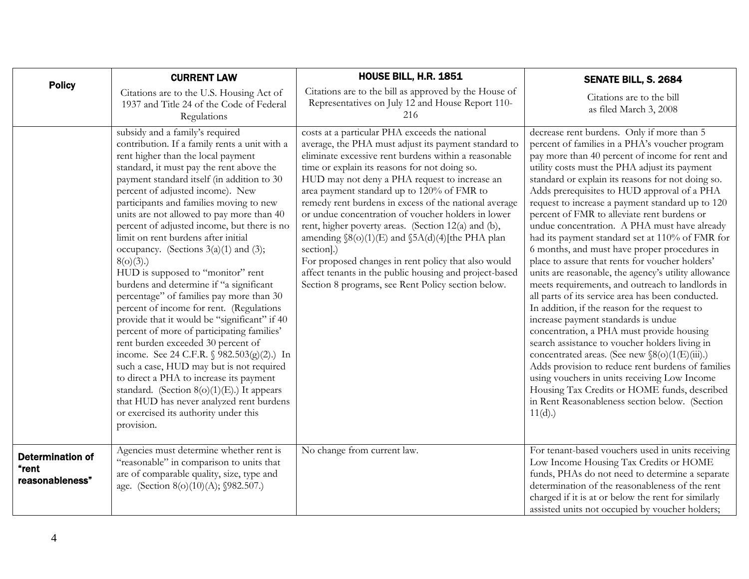| Policy | CURRENT LAW<br>Citations are to the U.S. Housing Act of 1937 and Title 24 of the Code of Federal Regulations | HOUSE BILL, H.R. 1851<br>Citations are to the bill as approved by the House of Representatives on July 12 and House Report 110-216 | SENATE BILL, S. 2684<br>Citations are to the bill as filed March 3, 2008 |
|---|---|---|---|
| | subsidy and a family's required contribution. If a family rents a unit with a rent higher than the local payment standard, it must pay the rent above the payment standard itself (in addition to 30 percent of adjusted income). New participants and families moving to new units are not allowed to pay more than 40 percent of adjusted income, but there is no limit on rent burdens after initial occupancy. (Sections 3(a)(1) and (3); 8(o)(3).)<br>HUD is supposed to "monitor" rent burdens and determine if "a significant percentage" of families pay more than 30 percent of income for rent. (Regulations provide that it would be "significant" if 40 percent of more of participating families' rent burden exceeded 30 percent of income. See 24 C.F.R. § 982.503(g)(2).) In such a case, HUD may but is not required to direct a PHA to increase its payment standard. (Section 8(o)(1)(E).) It appears that HUD has never analyzed rent burdens or exercised its authority under this provision. | costs at a particular PHA exceeds the national average, the PHA must adjust its payment standard to eliminate excessive rent burdens within a reasonable time or explain its reasons for not doing so.<br>HUD may not deny a PHA request to increase an area payment standard up to 120% of FMR to remedy rent burdens in excess of the national average or undue concentration of voucher holders in lower rent, higher poverty areas. (Section 12(a) and (b), amending §8(o)(1)(E) and §5A(d)(4)[the PHA plan section].)<br>For proposed changes in rent policy that also would affect tenants in the public housing and project-based Section 8 programs, see Rent Policy section below. | decrease rent burdens. Only if more than 5 percent of families in a PHA's voucher program pay more than 40 percent of income for rent and utility costs must the PHA adjust its payment standard or explain its reasons for not doing so. Adds prerequisites to HUD approval of a PHA request to increase a payment standard up to 120 percent of FMR to alleviate rent burdens or undue concentration. A PHA must have already had its payment standard set at 110% of FMR for 6 months, and must have proper procedures in place to assure that rents for voucher holders' units are reasonable, the agency's utility allowance meets requirements, and outreach to landlords in all parts of its service area has been conducted. In addition, if the reason for the request to increase payment standards is undue concentration, a PHA must provide housing search assistance to voucher holders living in concentrated areas. (See new §8(o)(1(E)(iii).)<br>Adds provision to reduce rent burdens of families using vouchers in units receiving Low Income Housing Tax Credits or HOME funds, described in Rent Reasonableness section below. (Section 11(d).) |
| **Determination of "rent reasonableness"** | Agencies must determine whether rent is "reasonable" in comparison to units that are of comparable quality, size, type and age. (Section 8(o)(10)(A); §982.507.) | No change from current law. | For tenant-based vouchers used in units receiving Low Income Housing Tax Credits or HOME funds, PHAs do not need to determine a separate determination of the reasonableness of the rent charged if it is at or below the rent for similarly assisted units not occupied by voucher holders; |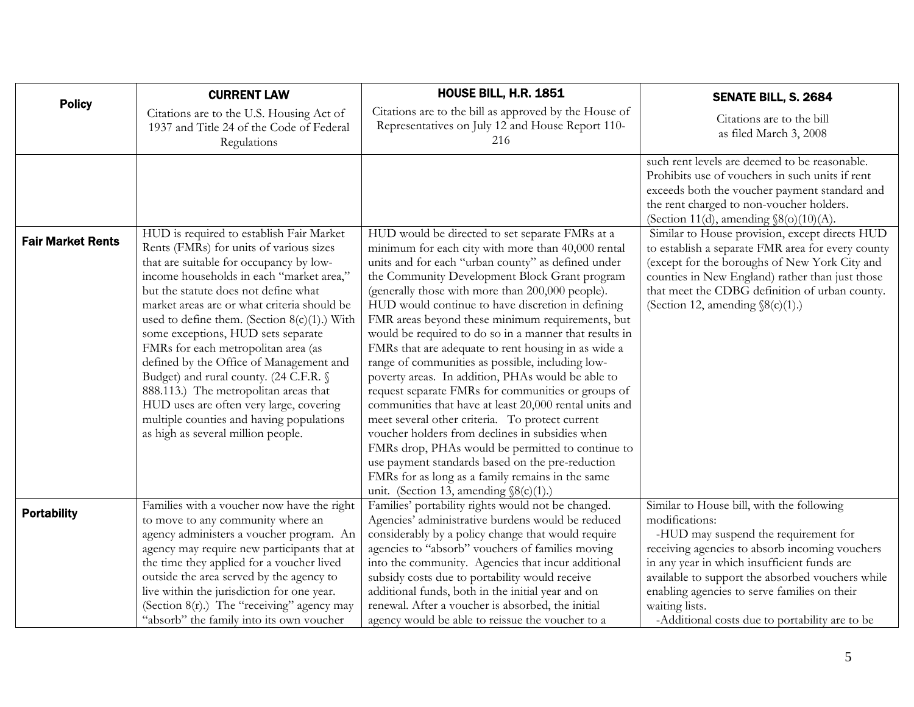| Policy | CURRENT LAW<br>Citations are to the U.S. Housing Act of 1937 and Title 24 of the Code of Federal Regulations | HOUSE BILL, H.R. 1851<br>Citations are to the bill as approved by the House of Representatives on July 12 and House Report 110-216 | SENATE BILL, S. 2684<br>Citations are to the bill as filed March 3, 2008 |
|---|---|---|---|
| | | | such rent levels are deemed to be reasonable. Prohibits use of vouchers in such units if rent exceeds both the voucher payment standard and the rent charged to non-voucher holders. (Section 11(d), amending §8(o)(10)(A). |
| **Fair Market Rents** | HUD is required to establish Fair Market Rents (FMRs) for units of various sizes that are suitable for occupancy by low-income households in each "market area," but the statute does not define what market areas are or what criteria should be used to define them. (Section 8(c)(1).) With some exceptions, HUD sets separate FMRs for each metropolitan area (as defined by the Office of Management and Budget) and rural county. (24 C.F.R. § 888.113.) The metropolitan areas that HUD uses are often very large, covering multiple counties and having populations as high as several million people. | HUD would be directed to set separate FMRs at a minimum for each city with more than 40,000 rental units and for each "urban county" as defined under the Community Development Block Grant program (generally those with more than 200,000 people). HUD would continue to have discretion in defining FMR areas beyond these minimum requirements, but would be required to do so in a manner that results in FMRs that are adequate to rent housing in as wide a range of communities as possible, including low-poverty areas. In addition, PHAs would be able to request separate FMRs for communities or groups of communities that have at least 20,000 rental units and meet several other criteria. To protect current voucher holders from declines in subsidies when FMRs drop, PHAs would be permitted to continue to use payment standards based on the pre-reduction FMRs for as long as a family remains in the same unit. (Section 13, amending §8(c)(1).) | Similar to House provision, except directs HUD to establish a separate FMR area for every county (except for the boroughs of New York City and counties in New England) rather than just those that meet the CDBG definition of urban county. (Section 12, amending §8(c)(1).) |
| **Portability** | Families with a voucher now have the right to move to any community where an agency administers a voucher program. An agency may require new participants that at the time they applied for a voucher lived outside the area served by the agency to live within the jurisdiction for one year. (Section 8(r).) The "receiving" agency may "absorb" the family into its own voucher | Families' portability rights would not be changed. Agencies' administrative burdens would be reduced considerably by a policy change that would require agencies to "absorb" vouchers of families moving into the community. Agencies that incur additional subsidy costs due to portability would receive additional funds, both in the initial year and on renewal. After a voucher is absorbed, the initial agency would be able to reissue the voucher to a | Similar to House bill, with the following modifications:<br>-HUD may suspend the requirement for receiving agencies to absorb incoming vouchers in any year in which insufficient funds are available to support the absorbed vouchers while enabling agencies to serve families on their waiting lists.<br>-Additional costs due to portability are to be |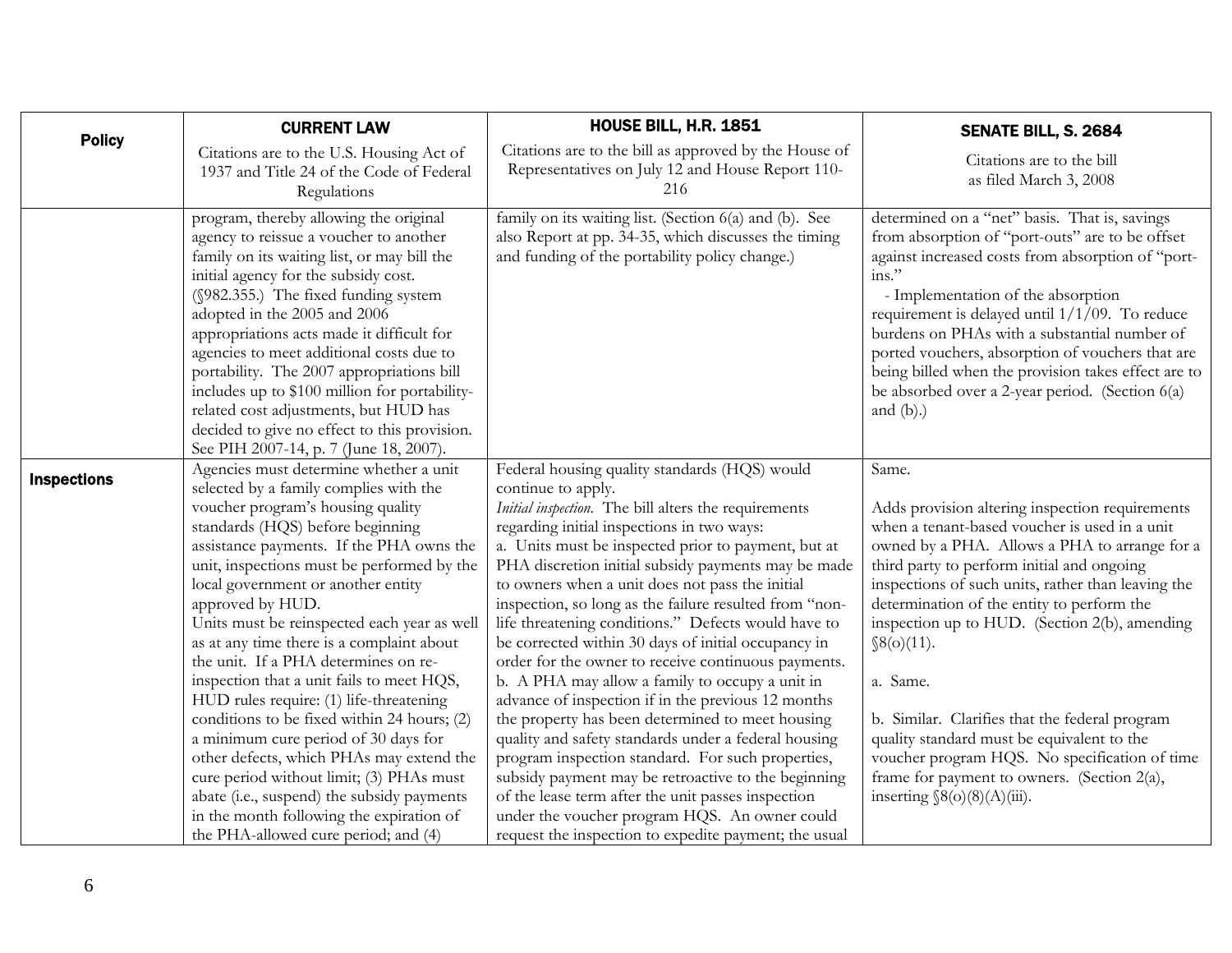| Policy | CURRENT LAW<br>Citations are to the U.S. Housing Act of 1937 and Title 24 of the Code of Federal Regulations | HOUSE BILL, H.R. 1851<br>Citations are to the bill as approved by the House of Representatives on July 12 and House Report 110-216 | SENATE BILL, S. 2684<br>Citations are to the bill as filed March 3, 2008 |
|---|---|---|---|
| | program, thereby allowing the original agency to reissue a voucher to another family on its waiting list, or may bill the initial agency for the subsidy cost. (§982.355.) The fixed funding system adopted in the 2005 and 2006 appropriations acts made it difficult for agencies to meet additional costs due to portability. The 2007 appropriations bill includes up to $100 million for portability-related cost adjustments, but HUD has decided to give no effect to this provision. See PIH 2007-14, p. 7 (June 18, 2007). | family on its waiting list. (Section 6(a) and (b). See also Report at pp. 34-35, which discusses the timing and funding of the portability policy change.) | determined on a "net" basis. That is, savings from absorption of "port-outs" are to be offset against increased costs from absorption of "port-ins."<br>- Implementation of the absorption requirement is delayed until 1/1/09. To reduce burdens on PHAs with a substantial number of ported vouchers, absorption of vouchers that are being billed when the provision takes effect are to be absorbed over a 2-year period. (Section 6(a) and (b).) |
| **Inspections** | Agencies must determine whether a unit selected by a family complies with the voucher program's housing quality standards (HQS) before beginning assistance payments. If the PHA owns the unit, inspections must be performed by the local government or another entity approved by HUD.<br>Units must be reinspected each year as well as at any time there is a complaint about the unit. If a PHA determines on re-inspection that a unit fails to meet HQS, HUD rules require: (1) life-threatening conditions to be fixed within 24 hours; (2) a minimum cure period of 30 days for other defects, which PHAs may extend the cure period without limit; (3) PHAs must abate (i.e., suspend) the subsidy payments in the month following the expiration of the PHA-allowed cure period; and (4) | Federal housing quality standards (HQS) would continue to apply.<br>*Initial inspection.* The bill alters the requirements regarding initial inspections in two ways:<br>a. Units must be inspected prior to payment, but at PHA discretion initial subsidy payments may be made to owners when a unit does not pass the initial inspection, so long as the failure resulted from "non-life threatening conditions." Defects would have to be corrected within 30 days of initial occupancy in order for the owner to receive continuous payments.<br>b. A PHA may allow a family to occupy a unit in advance of inspection if in the previous 12 months the property has been determined to meet housing quality and safety standards under a federal housing program inspection standard. For such properties, subsidy payment may be retroactive to the beginning of the lease term after the unit passes inspection under the voucher program HQS. An owner could request the inspection to expedite payment; the usual | Same.<br><br>Adds provision altering inspection requirements when a tenant-based voucher is used in a unit owned by a PHA. Allows a PHA to arrange for a third party to perform initial and ongoing inspections of such units, rather than leaving the determination of the entity to perform the inspection up to HUD. (Section 2(b), amending §8(o)(11).<br><br>a. Same.<br><br>b. Similar. Clarifies that the federal program quality standard must be equivalent to the voucher program HQS. No specification of time frame for payment to owners. (Section 2(a), inserting §8(o)(8)(A)(iii). |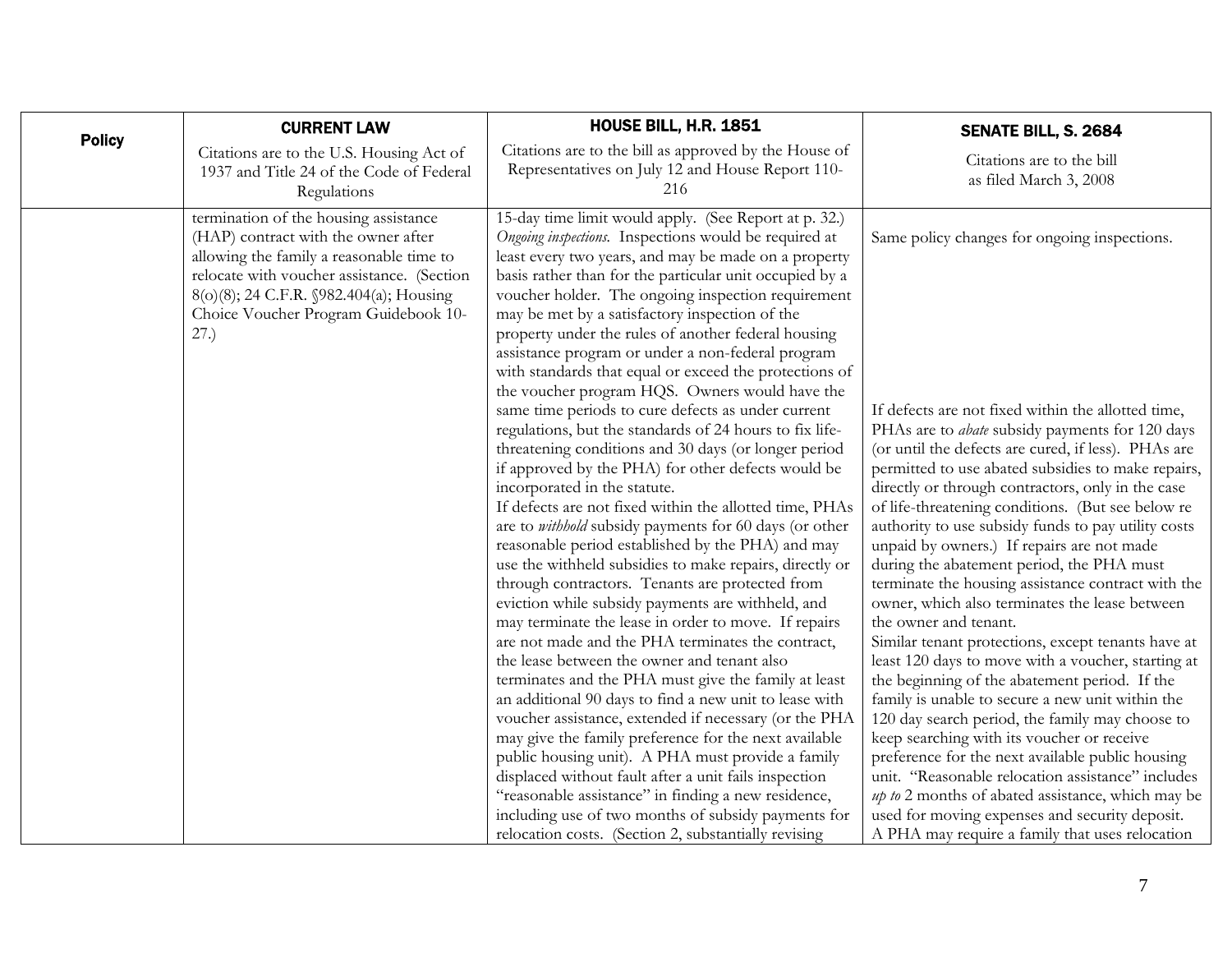| Policy | CURRENT LAW<br>Citations are to the U.S. Housing Act of 1937 and Title 24 of the Code of Federal Regulations | HOUSE BILL, H.R. 1851<br>Citations are to the bill as approved by the House of Representatives on July 12 and House Report 110-216 | SENATE BILL, S. 2684<br>Citations are to the bill as filed March 3, 2008 |
|---|---|---|---|
| | termination of the housing assistance (HAP) contract with the owner after allowing the family a reasonable time to relocate with voucher assistance. (Section 8(o)(8); 24 C.F.R. §982.404(a); Housing Choice Voucher Program Guidebook 10-27.) | 15-day time limit would apply. (See Report at p. 32.)<br>*Ongoing inspections.* Inspections would be required at least every two years, and may be made on a property basis rather than for the particular unit occupied by a voucher holder. The ongoing inspection requirement may be met by a satisfactory inspection of the property under the rules of another federal housing assistance program or under a non-federal program with standards that equal or exceed the protections of the voucher program HQS. Owners would have the same time periods to cure defects as under current regulations, but the standards of 24 hours to fix life-threatening conditions and 30 days (or longer period if approved by the PHA) for other defects would be incorporated in the statute.<br>If defects are not fixed within the allotted time, PHAs are to *withhold* subsidy payments for 60 days (or other reasonable period established by the PHA) and may use the withheld subsidies to make repairs, directly or through contractors. Tenants are protected from eviction while subsidy payments are withheld, and may terminate the lease in order to move. If repairs are not made and the PHA terminates the contract, the lease between the owner and tenant also terminates and the PHA must give the family at least an additional 90 days to find a new unit to lease with voucher assistance, extended if necessary (or the PHA may give the family preference for the next available public housing unit). A PHA must provide a family displaced without fault after a unit fails inspection "reasonable assistance" in finding a new residence, including use of two months of subsidy payments for relocation costs. (Section 2, substantially revising | Same policy changes for ongoing inspections.<br><br>If defects are not fixed within the allotted time, PHAs are to *abate* subsidy payments for 120 days (or until the defects are cured, if less). PHAs are permitted to use abated subsidies to make repairs, directly or through contractors, only in the case of life-threatening conditions. (But see below re authority to use subsidy funds to pay utility costs unpaid by owners.) If repairs are not made during the abatement period, the PHA must terminate the housing assistance contract with the owner, which also terminates the lease between the owner and tenant.<br>Similar tenant protections, except tenants have at least 120 days to move with a voucher, starting at the beginning of the abatement period. If the family is unable to secure a new unit within the 120 day search period, the family may choose to keep searching with its voucher or receive preference for the next available public housing unit. "Reasonable relocation assistance" includes *up to* 2 months of abated assistance, which may be used for moving expenses and security deposit. A PHA may require a family that uses relocation |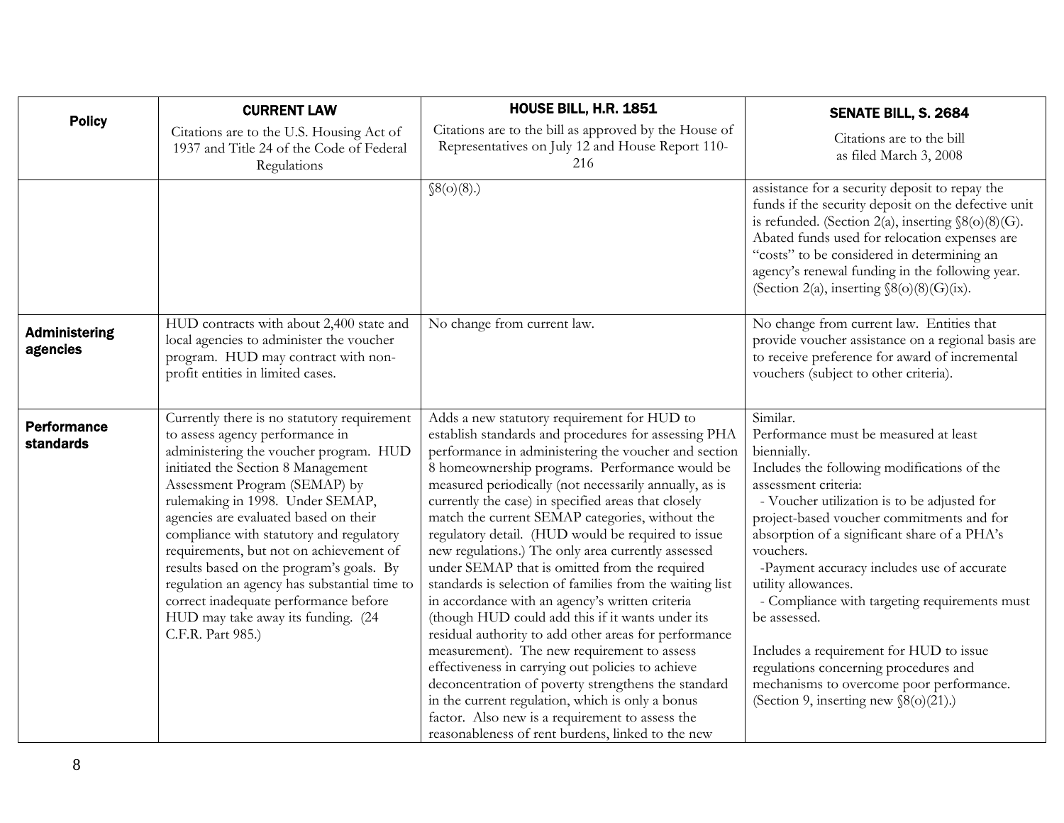| Policy | CURRENT LAW<br>Citations are to the U.S. Housing Act of 1937 and Title 24 of the Code of Federal Regulations | HOUSE BILL, H.R. 1851<br>Citations are to the bill as approved by the House of Representatives on July 12 and House Report 110-216 | SENATE BILL, S. 2684<br>Citations are to the bill as filed March 3, 2008 |
|---|---|---|---|
| | | §8(o)(8).) | assistance for a security deposit to repay the funds if the security deposit on the defective unit is refunded. (Section 2(a), inserting §8(o)(8)(G). Abated funds used for relocation expenses are "costs" to be considered in determining an agency's renewal funding in the following year. (Section 2(a), inserting §8(o)(8)(G)(ix). |
| **Administering agencies** | HUD contracts with about 2,400 state and local agencies to administer the voucher program. HUD may contract with non-profit entities in limited cases. | No change from current law. | No change from current law. Entities that provide voucher assistance on a regional basis are to receive preference for award of incremental vouchers (subject to other criteria). |
| **Performance standards** | Currently there is no statutory requirement to assess agency performance in administering the voucher program. HUD initiated the Section 8 Management Assessment Program (SEMAP) by rulemaking in 1998. Under SEMAP, agencies are evaluated based on their compliance with statutory and regulatory requirements, but not on achievement of results based on the program's goals. By regulation an agency has substantial time to correct inadequate performance before HUD may take away its funding. (24 C.F.R. Part 985.) | Adds a new statutory requirement for HUD to establish standards and procedures for assessing PHA performance in administering the voucher and section 8 homeownership programs. Performance would be measured periodically (not necessarily annually, as is currently the case) in specified areas that closely match the current SEMAP categories, without the regulatory detail. (HUD would be required to issue new regulations.) The only area currently assessed under SEMAP that is omitted from the required standards is selection of families from the waiting list in accordance with an agency's written criteria (though HUD could add this if it wants under its residual authority to add other areas for performance measurement). The new requirement to assess effectiveness in carrying out policies to achieve deconcentration of poverty strengthens the standard in the current regulation, which is only a bonus factor. Also new is a requirement to assess the reasonableness of rent burdens, linked to the new | Similar.<br>Performance must be measured at least biennially.<br>Includes the following modifications of the assessment criteria:<br>- Voucher utilization is to be adjusted for project-based voucher commitments and for absorption of a significant share of a PHA's vouchers.<br>-Payment accuracy includes use of accurate utility allowances.<br>- Compliance with targeting requirements must be assessed.<br><br>Includes a requirement for HUD to issue regulations concerning procedures and mechanisms to overcome poor performance. (Section 9, inserting new §8(o)(21).) |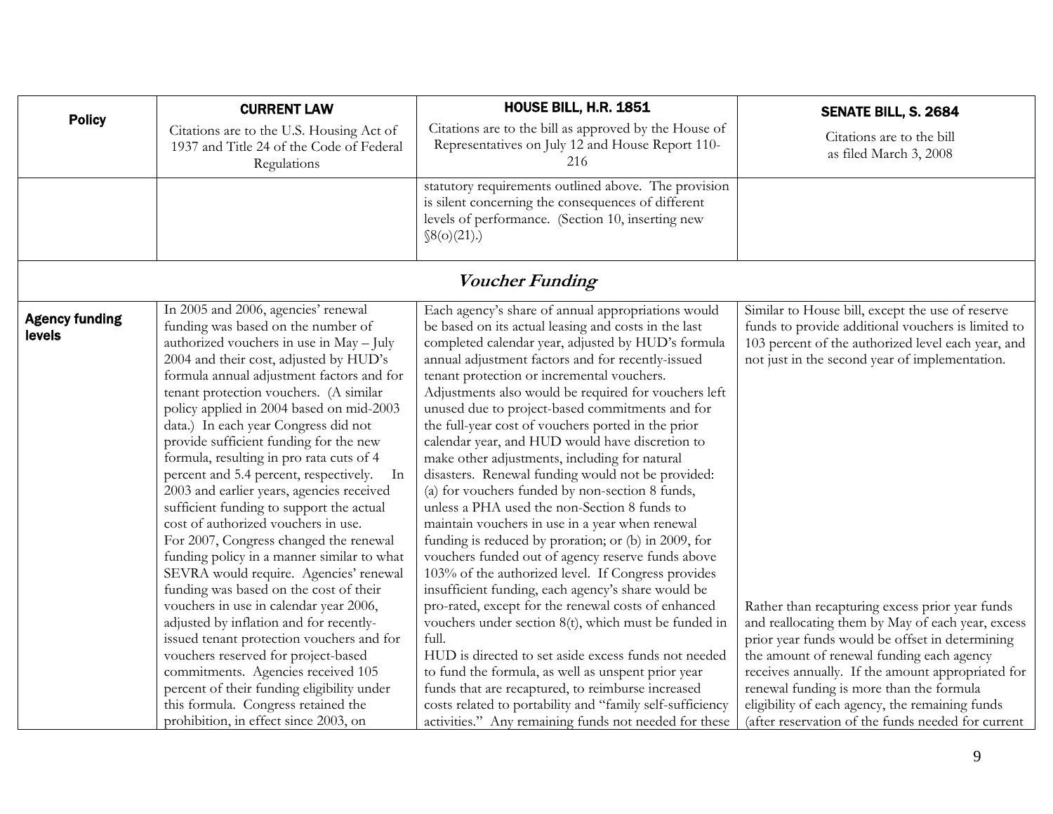| Policy | CURRENT LAW<br>Citations are to the U.S. Housing Act of 1937 and Title 24 of the Code of Federal Regulations | HOUSE BILL, H.R. 1851<br>Citations are to the bill as approved by the House of Representatives on July 12 and House Report 110-216 | SENATE BILL, S. 2684<br>Citations are to the bill as filed March 3, 2008 |
|---|---|---|---|
| | | statutory requirements outlined above. The provision is silent concerning the consequences of different levels of performance. (Section 10, inserting new §8(o)(21).) | |
| ***Voucher Funding*** | | | |
| **Agency funding levels** | In 2005 and 2006, agencies' renewal funding was based on the number of authorized vouchers in use in May – July 2004 and their cost, adjusted by HUD's formula annual adjustment factors and for tenant protection vouchers. (A similar policy applied in 2004 based on mid-2003 data.) In each year Congress did not provide sufficient funding for the new formula, resulting in pro rata cuts of 4 percent and 5.4 percent, respectively. In 2003 and earlier years, agencies received sufficient funding to support the actual cost of authorized vouchers in use.<br>For 2007, Congress changed the renewal funding policy in a manner similar to what SEVRA would require. Agencies' renewal funding was based on the cost of their vouchers in use in calendar year 2006, adjusted by inflation and for recently-issued tenant protection vouchers and for vouchers reserved for project-based commitments. Agencies received 105 percent of their funding eligibility under this formula. Congress retained the prohibition, in effect since 2003, on | Each agency's share of annual appropriations would be based on its actual leasing and costs in the last completed calendar year, adjusted by HUD's formula annual adjustment factors and for recently-issued tenant protection or incremental vouchers. Adjustments also would be required for vouchers left unused due to project-based commitments and for the full-year cost of vouchers ported in the prior calendar year, and HUD would have discretion to make other adjustments, including for natural disasters. Renewal funding would not be provided: (a) for vouchers funded by non-section 8 funds, unless a PHA used the non-Section 8 funds to maintain vouchers in use in a year when renewal funding is reduced by proration; or (b) in 2009, for vouchers funded out of agency reserve funds above 103% of the authorized level. If Congress provides insufficient funding, each agency's share would be pro-rated, except for the renewal costs of enhanced vouchers under section 8(t), which must be funded in full.<br>HUD is directed to set aside excess funds not needed to fund the formula, as well as unspent prior year funds that are recaptured, to reimburse increased costs related to portability and "family self-sufficiency activities." Any remaining funds not needed for these | Similar to House bill, except the use of reserve funds to provide additional vouchers is limited to 103 percent of the authorized level each year, and not just in the second year of implementation.<br><br>Rather than recapturing excess prior year funds and reallocating them by May of each year, excess prior year funds would be offset in determining the amount of renewal funding each agency receives annually. If the amount appropriated for renewal funding is more than the formula eligibility of each agency, the remaining funds (after reservation of the funds needed for current |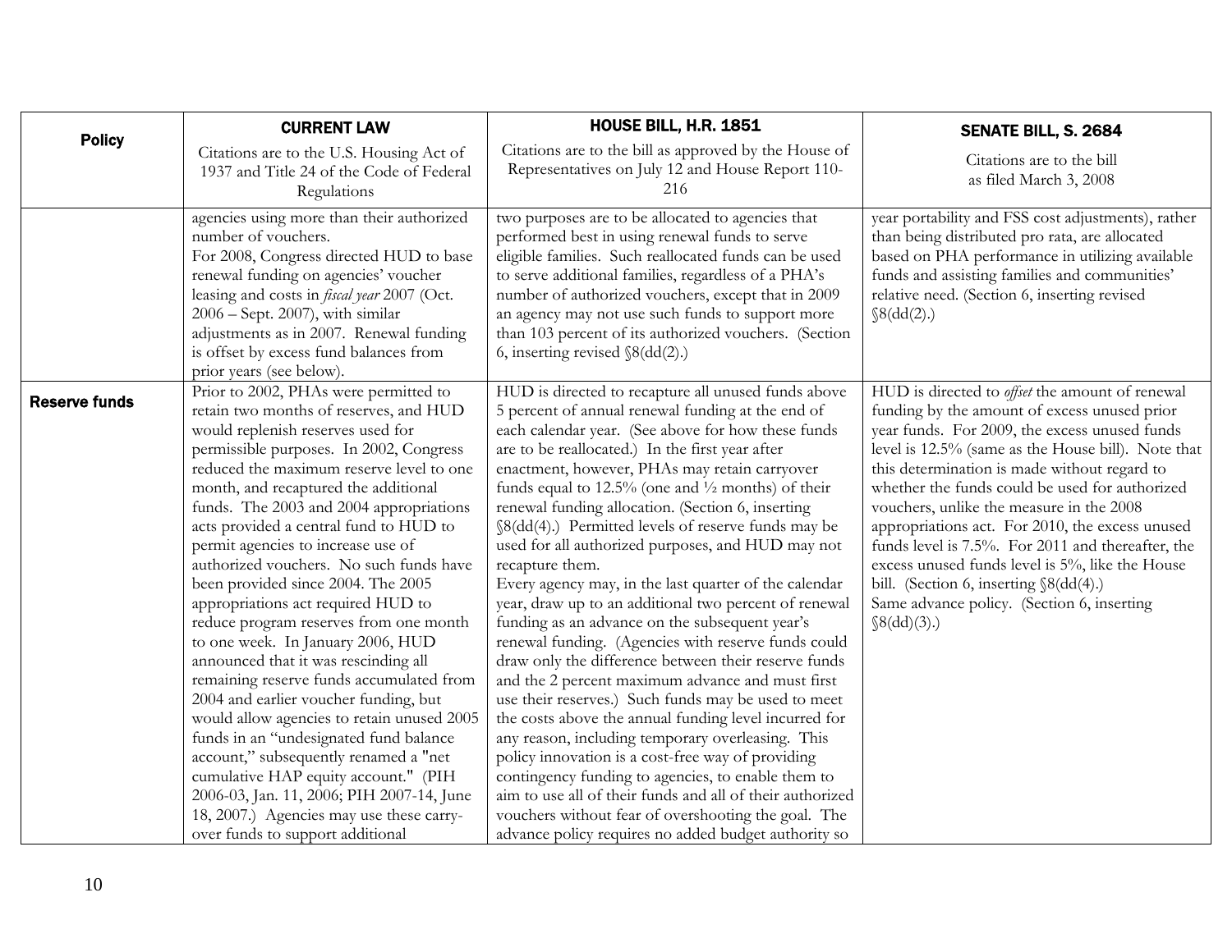| Policy | CURRENT LAW<br>Citations are to the U.S. Housing Act of 1937 and Title 24 of the Code of Federal Regulations | HOUSE BILL, H.R. 1851<br>Citations are to the bill as approved by the House of Representatives on July 12 and House Report 110-216 | SENATE BILL, S. 2684<br>Citations are to the bill as filed March 3, 2008 |
|---|---|---|---|
| | agencies using more than their authorized number of vouchers.<br>For 2008, Congress directed HUD to base renewal funding on agencies' voucher leasing and costs in *fiscal year* 2007 (Oct. 2006 – Sept. 2007), with similar adjustments as in 2007. Renewal funding is offset by excess fund balances from prior years (see below). | two purposes are to be allocated to agencies that performed best in using renewal funds to serve eligible families. Such reallocated funds can be used to serve additional families, regardless of a PHA's number of authorized vouchers, except that in 2009 an agency may not use such funds to support more than 103 percent of its authorized vouchers. (Section 6, inserting revised §8(dd(2).) | year portability and FSS cost adjustments), rather than being distributed pro rata, are allocated based on PHA performance in utilizing available funds and assisting families and communities' relative need. (Section 6, inserting revised §8(dd(2).) |
| **Reserve funds** | Prior to 2002, PHAs were permitted to retain two months of reserves, and HUD would replenish reserves used for permissible purposes. In 2002, Congress reduced the maximum reserve level to one month, and recaptured the additional funds. The 2003 and 2004 appropriations acts provided a central fund to HUD to permit agencies to increase use of authorized vouchers. No such funds have been provided since 2004. The 2005 appropriations act required HUD to reduce program reserves from one month to one week. In January 2006, HUD announced that it was rescinding all remaining reserve funds accumulated from 2004 and earlier voucher funding, but would allow agencies to retain unused 2005 funds in an "undesignated fund balance account," subsequently renamed a "net cumulative HAP equity account." (PIH 2006-03, Jan. 11, 2006; PIH 2007-14, June 18, 2007.) Agencies may use these carry-over funds to support additional | HUD is directed to recapture all unused funds above 5 percent of annual renewal funding at the end of each calendar year. (See above for how these funds are to be reallocated.) In the first year after enactment, however, PHAs may retain carryover funds equal to 12.5% (one and ½ months) of their renewal funding allocation. (Section 6, inserting §8(dd(4).) Permitted levels of reserve funds may be used for all authorized purposes, and HUD may not recapture them.<br>Every agency may, in the last quarter of the calendar year, draw up to an additional two percent of renewal funding as an advance on the subsequent year's renewal funding. (Agencies with reserve funds could draw only the difference between their reserve funds and the 2 percent maximum advance and must first use their reserves.) Such funds may be used to meet the costs above the annual funding level incurred for any reason, including temporary overleasing. This policy innovation is a cost-free way of providing contingency funding to agencies, to enable them to aim to use all of their funds and all of their authorized vouchers without fear of overshooting the goal. The advance policy requires no added budget authority so | HUD is directed to *offset* the amount of renewal funding by the amount of excess unused prior year funds. For 2009, the excess unused funds level is 12.5% (same as the House bill). Note that this determination is made without regard to whether the funds could be used for authorized vouchers, unlike the measure in the 2008 appropriations act. For 2010, the excess unused funds level is 7.5%. For 2011 and thereafter, the excess unused funds level is 5%, like the House bill. (Section 6, inserting §8(dd(4).)<br>Same advance policy. (Section 6, inserting §8(dd)(3).) |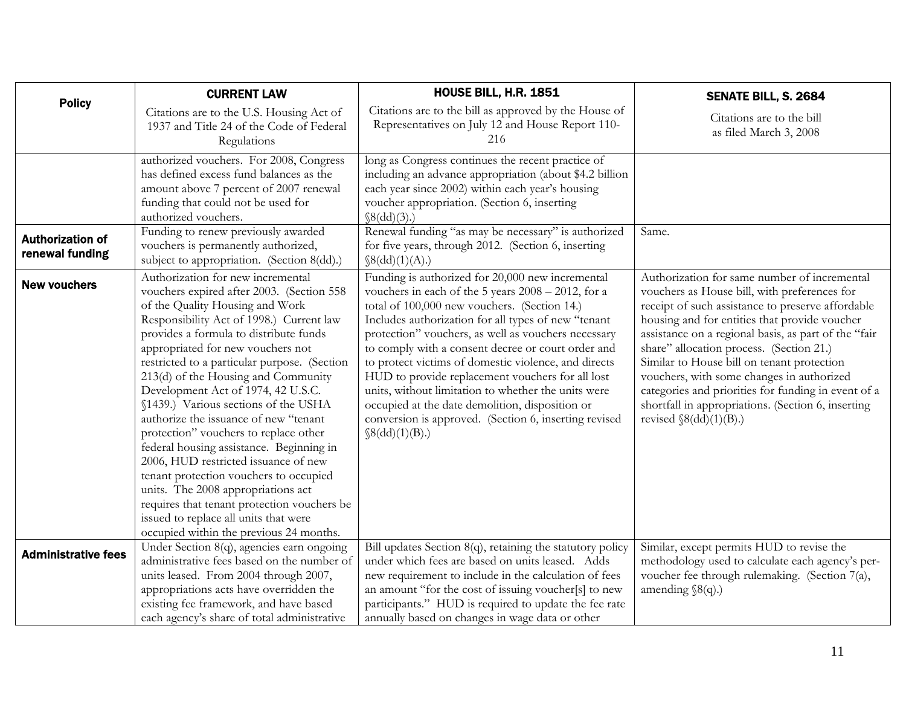| Policy | CURRENT LAW<br>Citations are to the U.S. Housing Act of 1937 and Title 24 of the Code of Federal Regulations | HOUSE BILL, H.R. 1851<br>Citations are to the bill as approved by the House of Representatives on July 12 and House Report 110-216 | SENATE BILL, S. 2684<br>Citations are to the bill as filed March 3, 2008 |
|---|---|---|---|
| | authorized vouchers. For 2008, Congress has defined excess fund balances as the amount above 7 percent of 2007 renewal funding that could not be used for authorized vouchers. | long as Congress continues the recent practice of including an advance appropriation (about $4.2 billion each year since 2002) within each year's housing voucher appropriation. (Section 6, inserting §8(dd)(3).) | |
| **Authorization of renewal funding** | Funding to renew previously awarded vouchers is permanently authorized, subject to appropriation. (Section 8(dd).) | Renewal funding "as may be necessary" is authorized for five years, through 2012. (Section 6, inserting §8(dd)(1)(A).) | Same. |
| **New vouchers** | Authorization for new incremental vouchers expired after 2003. (Section 558 of the Quality Housing and Work Responsibility Act of 1998.) Current law provides a formula to distribute funds appropriated for new vouchers not restricted to a particular purpose. (Section 213(d) of the Housing and Community Development Act of 1974, 42 U.S.C. §1439.) Various sections of the USHA authorize the issuance of new "tenant protection" vouchers to replace other federal housing assistance. Beginning in 2006, HUD restricted issuance of new tenant protection vouchers to occupied units. The 2008 appropriations act requires that tenant protection vouchers be issued to replace all units that were occupied within the previous 24 months. | Funding is authorized for 20,000 new incremental vouchers in each of the 5 years 2008 – 2012, for a total of 100,000 new vouchers. (Section 14.) Includes authorization for all types of new "tenant protection" vouchers, as well as vouchers necessary to comply with a consent decree or court order and to protect victims of domestic violence, and directs HUD to provide replacement vouchers for all lost units, without limitation to whether the units were occupied at the date demolition, disposition or conversion is approved. (Section 6, inserting revised §8(dd)(1)(B).) | Authorization for same number of incremental vouchers as House bill, with preferences for receipt of such assistance to preserve affordable housing and for entities that provide voucher assistance on a regional basis, as part of the "fair share" allocation process. (Section 21.) Similar to House bill on tenant protection vouchers, with some changes in authorized categories and priorities for funding in event of a shortfall in appropriations. (Section 6, inserting revised §8(dd)(1)(B).) |
| **Administrative fees** | Under Section 8(q), agencies earn ongoing administrative fees based on the number of units leased. From 2004 through 2007, appropriations acts have overridden the existing fee framework, and have based each agency's share of total administrative | Bill updates Section 8(q), retaining the statutory policy under which fees are based on units leased. Adds new requirement to include in the calculation of fees an amount "for the cost of issuing voucher[s] to new participants." HUD is required to update the fee rate annually based on changes in wage data or other | Similar, except permits HUD to revise the methodology used to calculate each agency's per-voucher fee through rulemaking. (Section 7(a), amending §8(q).) |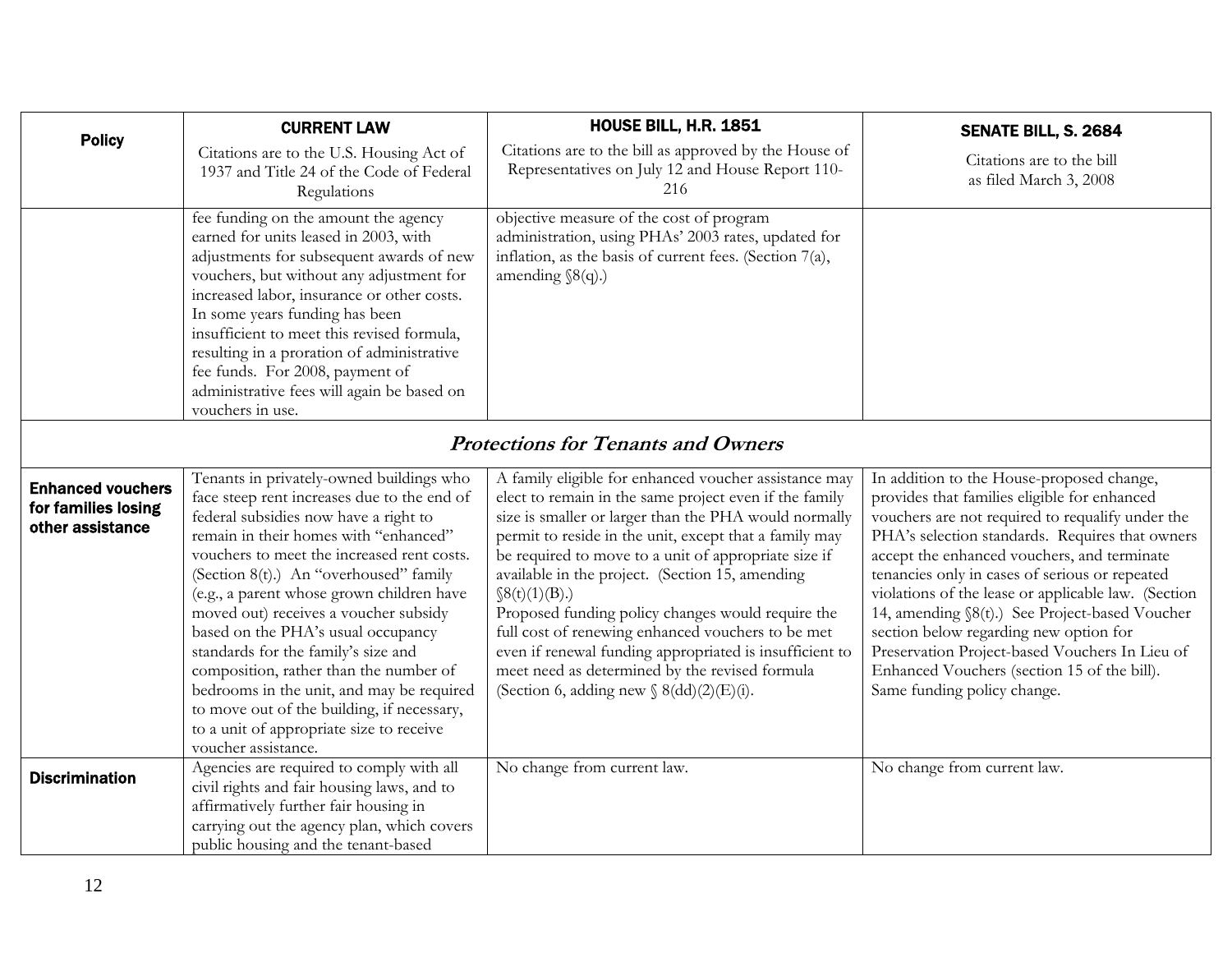| Policy | CURRENT LAW<br>Citations are to the U.S. Housing Act of 1937 and Title 24 of the Code of Federal Regulations | HOUSE BILL, H.R. 1851<br>Citations are to the bill as approved by the House of Representatives on July 12 and House Report 110-216 | SENATE BILL, S. 2684<br>Citations are to the bill as filed March 3, 2008 |
|---|---|---|---|
| | fee funding on the amount the agency earned for units leased in 2003, with adjustments for subsequent awards of new vouchers, but without any adjustment for increased labor, insurance or other costs. In some years funding has been insufficient to meet this revised formula, resulting in a proration of administrative fee funds. For 2008, payment of administrative fees will again be based on vouchers in use. | objective measure of the cost of program administration, using PHAs' 2003 rates, updated for inflation, as the basis of current fees. (Section 7(a), amending §8(q).) | |
| ***Protections for Tenants and Owners*** | | | |
| **Enhanced vouchers for families losing other assistance** | Tenants in privately-owned buildings who face steep rent increases due to the end of federal subsidies now have a right to remain in their homes with "enhanced" vouchers to meet the increased rent costs. (Section 8(t).) An "overhoused" family (e.g., a parent whose grown children have moved out) receives a voucher subsidy based on the PHA's usual occupancy standards for the family's size and composition, rather than the number of bedrooms in the unit, and may be required to move out of the building, if necessary, to a unit of appropriate size to receive voucher assistance. | A family eligible for enhanced voucher assistance may elect to remain in the same project even if the family size is smaller or larger than the PHA would normally permit to reside in the unit, except that a family may be required to move to a unit of appropriate size if available in the project. (Section 15, amending §8(t)(1)(B).)<br>Proposed funding policy changes would require the full cost of renewing enhanced vouchers to be met even if renewal funding appropriated is insufficient to meet need as determined by the revised formula (Section 6, adding new § 8(dd)(2)(E)(i). | In addition to the House-proposed change, provides that families eligible for enhanced vouchers are not required to requalify under the PHA's selection standards. Requires that owners accept the enhanced vouchers, and terminate tenancies only in cases of serious or repeated violations of the lease or applicable law. (Section 14, amending §8(t).) See Project-based Voucher section below regarding new option for Preservation Project-based Vouchers In Lieu of Enhanced Vouchers (section 15 of the bill). Same funding policy change. |
| **Discrimination** | Agencies are required to comply with all civil rights and fair housing laws, and to affirmatively further fair housing in carrying out the agency plan, which covers public housing and the tenant-based | No change from current law. | No change from current law. |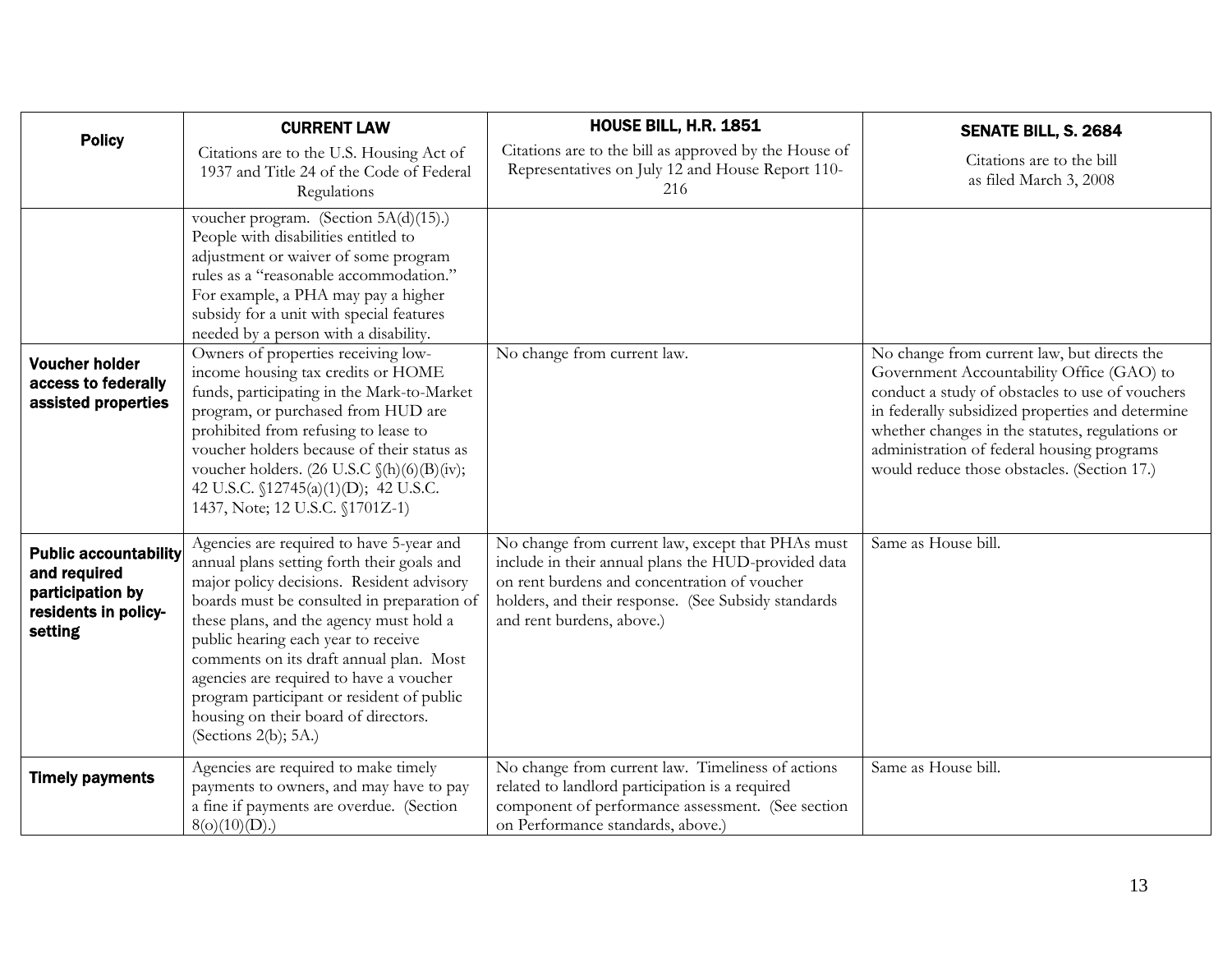| Policy | CURRENT LAW<br>Citations are to the U.S. Housing Act of 1937 and Title 24 of the Code of Federal Regulations | HOUSE BILL, H.R. 1851<br>Citations are to the bill as approved by the House of Representatives on July 12 and House Report 110-216 | SENATE BILL, S. 2684<br>Citations are to the bill as filed March 3, 2008 |
|---|---|---|---|
| | voucher program. (Section 5A(d)(15).) People with disabilities entitled to adjustment or waiver of some program rules as a "reasonable accommodation." For example, a PHA may pay a higher subsidy for a unit with special features needed by a person with a disability. | | |
| **Voucher holder access to federally assisted properties** | Owners of properties receiving low-income housing tax credits or HOME funds, participating in the Mark-to-Market program, or purchased from HUD are prohibited from refusing to lease to voucher holders because of their status as voucher holders. (26 U.S.C §(h)(6)(B)(iv); 42 U.S.C. §12745(a)(1)(D); 42 U.S.C. 1437, Note; 12 U.S.C. §1701Z-1) | No change from current law. | No change from current law, but directs the Government Accountability Office (GAO) to conduct a study of obstacles to use of vouchers in federally subsidized properties and determine whether changes in the statutes, regulations or administration of federal housing programs would reduce those obstacles. (Section 17.) |
| **Public accountability and required participation by residents in policy-setting** | Agencies are required to have 5-year and annual plans setting forth their goals and major policy decisions. Resident advisory boards must be consulted in preparation of these plans, and the agency must hold a public hearing each year to receive comments on its draft annual plan. Most agencies are required to have a voucher program participant or resident of public housing on their board of directors. (Sections 2(b); 5A.) | No change from current law, except that PHAs must include in their annual plans the HUD-provided data on rent burdens and concentration of voucher holders, and their response. (See Subsidy standards and rent burdens, above.) | Same as House bill. |
| **Timely payments** | Agencies are required to make timely payments to owners, and may have to pay a fine if payments are overdue. (Section 8(o)(10)(D).) | No change from current law. Timeliness of actions related to landlord participation is a required component of performance assessment. (See section on Performance standards, above.) | Same as House bill. |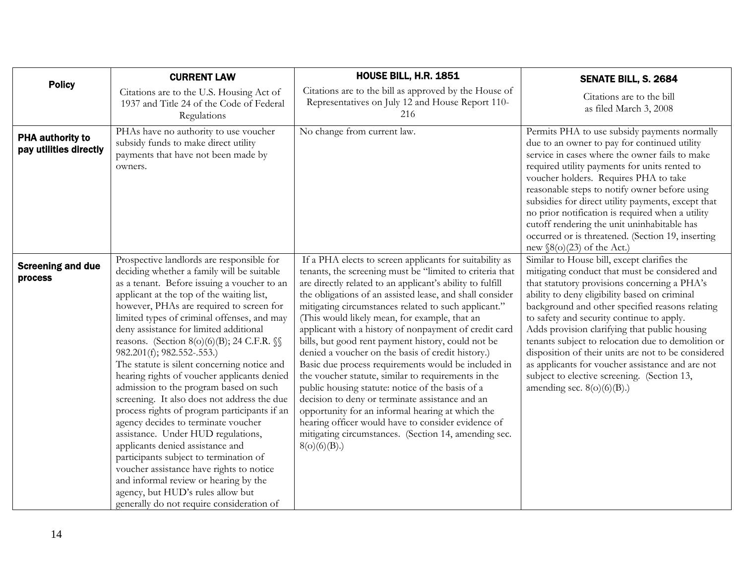| Policy | CURRENT LAW<br>Citations are to the U.S. Housing Act of 1937 and Title 24 of the Code of Federal Regulations | HOUSE BILL, H.R. 1851<br>Citations are to the bill as approved by the House of Representatives on July 12 and House Report 110-216 | SENATE BILL, S. 2684<br>Citations are to the bill as filed March 3, 2008 |
|---|---|---|---|
| **PHA authority to pay utilities directly** | PHAs have no authority to use voucher subsidy funds to make direct utility payments that have not been made by owners. | No change from current law. | Permits PHA to use subsidy payments normally due to an owner to pay for continued utility service in cases where the owner fails to make required utility payments for units rented to voucher holders. Requires PHA to take reasonable steps to notify owner before using subsidies for direct utility payments, except that no prior notification is required when a utility cutoff rendering the unit uninhabitable has occurred or is threatened. (Section 19, inserting new §8(o)(23) of the Act.) |
| **Screening and due process** | Prospective landlords are responsible for deciding whether a family will be suitable as a tenant. Before issuing a voucher to an applicant at the top of the waiting list, however, PHAs are required to screen for limited types of criminal offenses, and may deny assistance for limited additional reasons. (Section 8(o)(6)(B); 24 C.F.R. §§ 982.201(f); 982.552-.553.)<br>The statute is silent concerning notice and hearing rights of voucher applicants denied admission to the program based on such screening. It also does not address the due process rights of program participants if an agency decides to terminate voucher assistance. Under HUD regulations, applicants denied assistance and participants subject to termination of voucher assistance have rights to notice and informal review or hearing by the agency, but HUD's rules allow but generally do not require consideration of | If a PHA elects to screen applicants for suitability as tenants, the screening must be "limited to criteria that are directly related to an applicant's ability to fulfill the obligations of an assisted lease, and shall consider mitigating circumstances related to such applicant." (This would likely mean, for example, that an applicant with a history of nonpayment of credit card bills, but good rent payment history, could not be denied a voucher on the basis of credit history.)<br>Basic due process requirements would be included in the voucher statute, similar to requirements in the public housing statute: notice of the basis of a decision to deny or terminate assistance and an opportunity for an informal hearing at which the hearing officer would have to consider evidence of mitigating circumstances. (Section 14, amending sec. 8(o)(6)(B).) | Similar to House bill, except clarifies the mitigating conduct that must be considered and that statutory provisions concerning a PHA's ability to deny eligibility based on criminal background and other specified reasons relating to safety and security continue to apply.<br>Adds provision clarifying that public housing tenants subject to relocation due to demolition or disposition of their units are not to be considered as applicants for voucher assistance and are not subject to elective screening. (Section 13, amending sec. 8(o)(6)(B).) |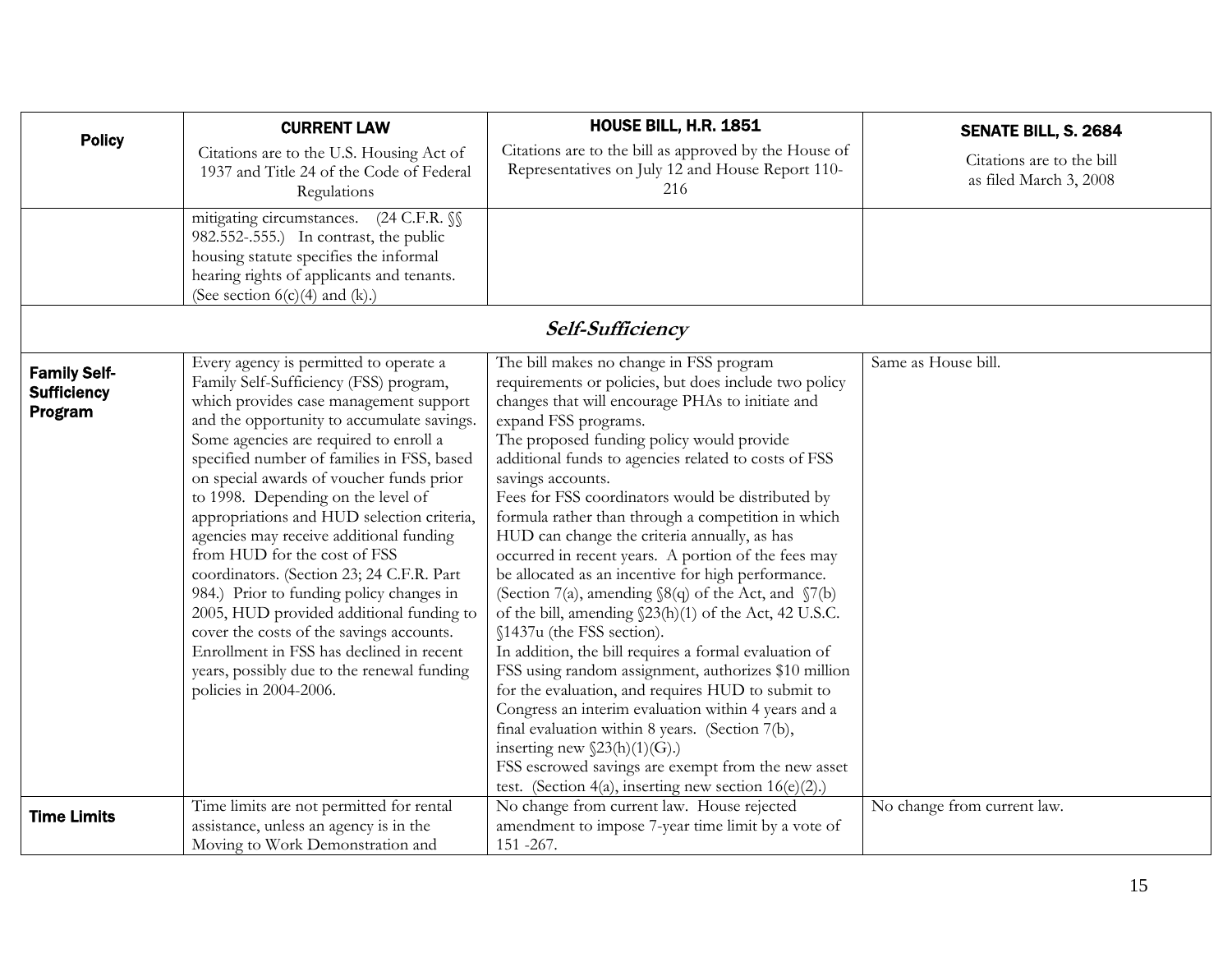| Policy | **CURRENT LAW**<br>Citations are to the U.S. Housing Act of 1937 and Title 24 of the Code of Federal Regulations | **HOUSE BILL, H.R. 1851**<br>Citations are to the bill as approved by the House of Representatives on July 12 and House Report 110-216 | **SENATE BILL, S. 2684**<br>Citations are to the bill as filed March 3, 2008 |
|---|---|---|---|
| | mitigating circumstances. (24 C.F.R. §§ 982.552-.555.) In contrast, the public housing statute specifies the informal hearing rights of applicants and tenants. (See section 6(c)(4) and (k).) | | |
| | | ***Self-Sufficiency*** | |
| **Family Self-Sufficiency Program** | Every agency is permitted to operate a Family Self-Sufficiency (FSS) program, which provides case management support and the opportunity to accumulate savings. Some agencies are required to enroll a specified number of families in FSS, based on special awards of voucher funds prior to 1998. Depending on the level of appropriations and HUD selection criteria, agencies may receive additional funding from HUD for the cost of FSS coordinators. (Section 23; 24 C.F.R. Part 984.) Prior to funding policy changes in 2005, HUD provided additional funding to cover the costs of the savings accounts. Enrollment in FSS has declined in recent years, possibly due to the renewal funding policies in 2004-2006. | The bill makes no change in FSS program requirements or policies, but does include two policy changes that will encourage PHAs to initiate and expand FSS programs.<br>The proposed funding policy would provide additional funds to agencies related to costs of FSS savings accounts.<br>Fees for FSS coordinators would be distributed by formula rather than through a competition in which HUD can change the criteria annually, as has occurred in recent years. A portion of the fees may be allocated as an incentive for high performance. (Section 7(a), amending §8(q) of the Act, and §7(b) of the bill, amending §23(h)(1) of the Act, 42 U.S.C. §1437u (the FSS section).<br>In addition, the bill requires a formal evaluation of FSS using random assignment, authorizes $10 million for the evaluation, and requires HUD to submit to Congress an interim evaluation within 4 years and a final evaluation within 8 years. (Section 7(b), inserting new §23(h)(1)(G).)<br>FSS escrowed savings are exempt from the new asset test. (Section 4(a), inserting new section 16(e)(2).) | Same as House bill. |
| **Time Limits** | Time limits are not permitted for rental assistance, unless an agency is in the Moving to Work Demonstration and | No change from current law. House rejected amendment to impose 7-year time limit by a vote of 151 -267. | No change from current law. |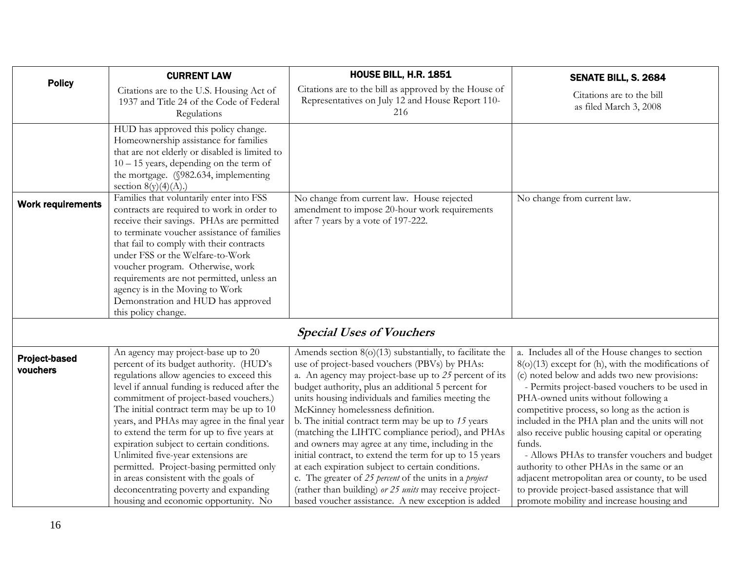| Policy | CURRENT LAW<br>Citations are to the U.S. Housing Act of 1937 and Title 24 of the Code of Federal Regulations | HOUSE BILL, H.R. 1851<br>Citations are to the bill as approved by the House of Representatives on July 12 and House Report 110-216 | SENATE BILL, S. 2684<br>Citations are to the bill as filed March 3, 2008 |
|---|---|---|---|
| | HUD has approved this policy change. Homeownership assistance for families that are not elderly or disabled is limited to 10 – 15 years, depending on the term of the mortgage. (§982.634, implementing section 8(y)(4)(A).) | | |
| **Work requirements** | Families that voluntarily enter into FSS contracts are required to work in order to receive their savings. PHAs are permitted to terminate voucher assistance of families that fail to comply with their contracts under FSS or the Welfare-to-Work voucher program. Otherwise, work requirements are not permitted, unless an agency is in the Moving to Work Demonstration and HUD has approved this policy change. | No change from current law. House rejected amendment to impose 20-hour work requirements after 7 years by a vote of 197-222. | No change from current law. |
| ***Special Uses of Vouchers*** | | | |
| **Project-based vouchers** | An agency may project-base up to 20 percent of its budget authority. (HUD's regulations allow agencies to exceed this level if annual funding is reduced after the commitment of project-based vouchers.) The initial contract term may be up to 10 years, and PHAs may agree in the final year to extend the term for up to five years at expiration subject to certain conditions. Unlimited five-year extensions are permitted. Project-basing permitted only in areas consistent with the goals of deconcentrating poverty and expanding housing and economic opportunity. No | Amends section 8(o)(13) substantially, to facilitate the use of project-based vouchers (PBVs) by PHAs:<br>a. An agency may project-base up to *25* percent of its budget authority, plus an additional 5 percent for units housing individuals and families meeting the McKinney homelessness definition.<br>b. The initial contract term may be up to *15* years (matching the LIHTC compliance period), and PHAs and owners may agree at any time, including in the initial contract, to extend the term for up to 15 years at each expiration subject to certain conditions.<br>c. The greater of *25 percent* of the units in a *project* (rather than building) *or 25 units* may receive project-based voucher assistance. A new exception is added | a. Includes all of the House changes to section 8(o)(13) except for (h), with the modifications of (c) noted below and adds two new provisions:<br>- Permits project-based vouchers to be used in PHA-owned units without following a competitive process, so long as the action is included in the PHA plan and the units will not also receive public housing capital or operating funds.<br>- Allows PHAs to transfer vouchers and budget authority to other PHAs in the same or an adjacent metropolitan area or county, to be used to provide project-based assistance that will promote mobility and increase housing and |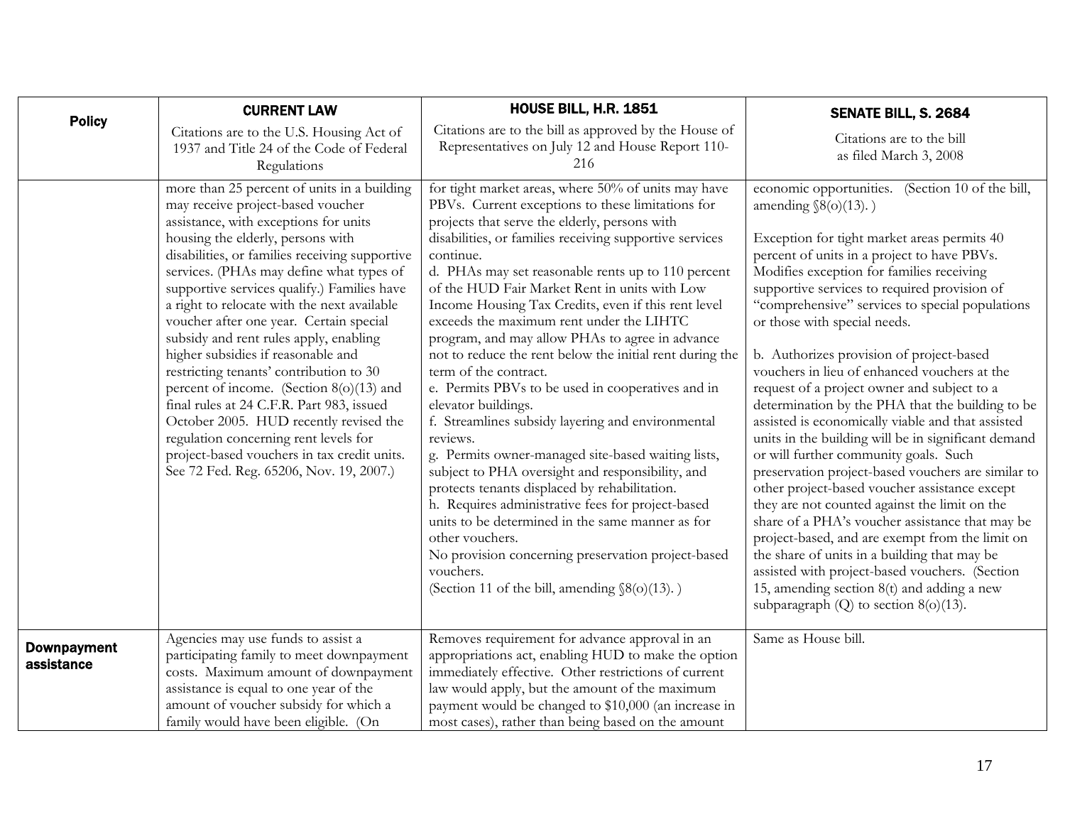| Policy | CURRENT LAW<br>Citations are to the U.S. Housing Act of 1937 and Title 24 of the Code of Federal Regulations | HOUSE BILL, H.R. 1851<br>Citations are to the bill as approved by the House of Representatives on July 12 and House Report 110-216 | SENATE BILL, S. 2684<br>Citations are to the bill as filed March 3, 2008 |
|---|---|---|---|
| | more than 25 percent of units in a building may receive project-based voucher assistance, with exceptions for units housing the elderly, persons with disabilities, or families receiving supportive services. (PHAs may define what types of supportive services qualify.) Families have a right to relocate with the next available voucher after one year. Certain special subsidy and rent rules apply, enabling higher subsidies if reasonable and restricting tenants' contribution to 30 percent of income. (Section 8(o)(13) and final rules at 24 C.F.R. Part 983, issued October 2005. HUD recently revised the regulation concerning rent levels for project-based vouchers in tax credit units. See 72 Fed. Reg. 65206, Nov. 19, 2007.) | for tight market areas, where 50% of units may have PBVs. Current exceptions to these limitations for projects that serve the elderly, persons with disabilities, or families receiving supportive services continue.<br>d. PHAs may set reasonable rents up to 110 percent of the HUD Fair Market Rent in units with Low Income Housing Tax Credits, even if this rent level exceeds the maximum rent under the LIHTC program, and may allow PHAs to agree in advance not to reduce the rent below the initial rent during the term of the contract.<br>e. Permits PBVs to be used in cooperatives and in elevator buildings.<br>f. Streamlines subsidy layering and environmental reviews.<br>g. Permits owner-managed site-based waiting lists, subject to PHA oversight and responsibility, and protects tenants displaced by rehabilitation.<br>h. Requires administrative fees for project-based units to be determined in the same manner as for other vouchers.<br>No provision concerning preservation project-based vouchers.<br>(Section 11 of the bill, amending §8(o)(13). ) | economic opportunities. (Section 10 of the bill, amending §8(o)(13). )<br><br>Exception for tight market areas permits 40 percent of units in a project to have PBVs. Modifies exception for families receiving supportive services to required provision of "comprehensive" services to special populations or those with special needs.<br><br>b. Authorizes provision of project-based vouchers in lieu of enhanced vouchers at the request of a project owner and subject to a determination by the PHA that the building to be assisted is economically viable and that assisted units in the building will be in significant demand or will further community goals. Such preservation project-based vouchers are similar to other project-based voucher assistance except they are not counted against the limit on the share of a PHA's voucher assistance that may be project-based, and are exempt from the limit on the share of units in a building that may be assisted with project-based vouchers. (Section 15, amending section 8(t) and adding a new subparagraph (Q) to section 8(o)(13). |
| **Downpayment assistance** | Agencies may use funds to assist a participating family to meet downpayment costs. Maximum amount of downpayment assistance is equal to one year of the amount of voucher subsidy for which a family would have been eligible. (On | Removes requirement for advance approval in an appropriations act, enabling HUD to make the option immediately effective. Other restrictions of current law would apply, but the amount of the maximum payment would be changed to $10,000 (an increase in most cases), rather than being based on the amount | Same as House bill. |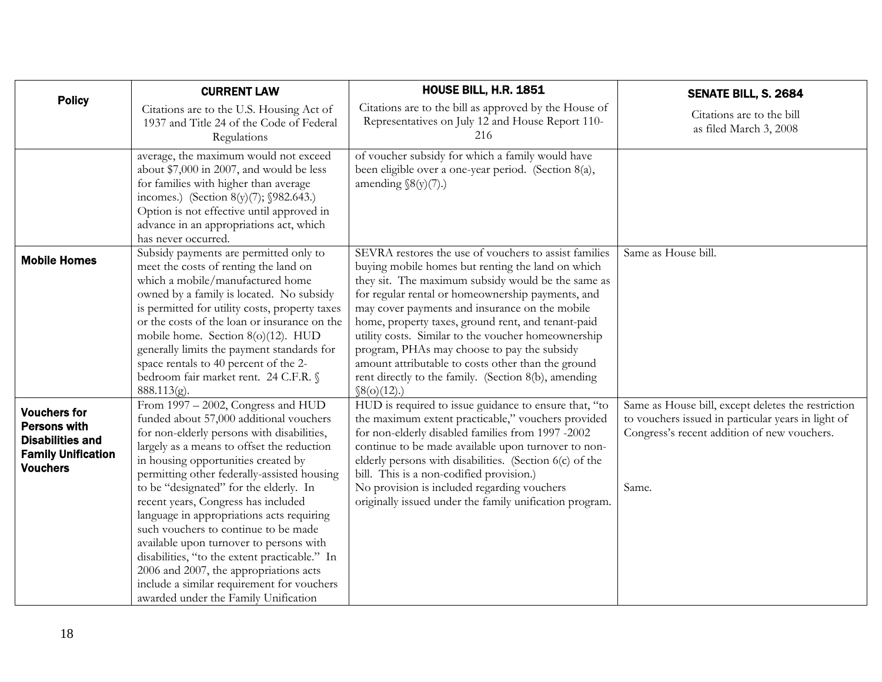| Policy | CURRENT LAW<br>Citations are to the U.S. Housing Act of 1937 and Title 24 of the Code of Federal Regulations | HOUSE BILL, H.R. 1851<br>Citations are to the bill as approved by the House of Representatives on July 12 and House Report 110-216 | SENATE BILL, S. 2684<br>Citations are to the bill as filed March 3, 2008 |
|---|---|---|---|
| | average, the maximum would not exceed about $7,000 in 2007, and would be less for families with higher than average incomes.) (Section 8(y)(7); §982.643.) Option is not effective until approved in advance in an appropriations act, which has never occurred. | of voucher subsidy for which a family would have been eligible over a one-year period. (Section 8(a), amending §8(y)(7).) | |
| **Mobile Homes** | Subsidy payments are permitted only to meet the costs of renting the land on which a mobile/manufactured home owned by a family is located. No subsidy is permitted for utility costs, property taxes or the costs of the loan or insurance on the mobile home. Section 8(o)(12). HUD generally limits the payment standards for space rentals to 40 percent of the 2-bedroom fair market rent. 24 C.F.R. § 888.113(g). | SEVRA restores the use of vouchers to assist families buying mobile homes but renting the land on which they sit. The maximum subsidy would be the same as for regular rental or homeownership payments, and may cover payments and insurance on the mobile home, property taxes, ground rent, and tenant-paid utility costs. Similar to the voucher homeownership program, PHAs may choose to pay the subsidy amount attributable to costs other than the ground rent directly to the family. (Section 8(b), amending §8(o)(12).) | Same as House bill. |
| **Vouchers for Persons with Disabilities and Family Unification Vouchers** | From 1997 – 2002, Congress and HUD funded about 57,000 additional vouchers for non-elderly persons with disabilities, largely as a means to offset the reduction in housing opportunities created by permitting other federally-assisted housing to be "designated" for the elderly. In recent years, Congress has included language in appropriations acts requiring such vouchers to continue to be made available upon turnover to persons with disabilities, "to the extent practicable." In 2006 and 2007, the appropriations acts include a similar requirement for vouchers awarded under the Family Unification | HUD is required to issue guidance to ensure that, "to the maximum extent practicable," vouchers provided for non-elderly disabled families from 1997 -2002 continue to be made available upon turnover to non-elderly persons with disabilities. (Section 6(c) of the bill. This is a non-codified provision.)<br>No provision is included regarding vouchers originally issued under the family unification program. | Same as House bill, except deletes the restriction to vouchers issued in particular years in light of Congress's recent addition of new vouchers.<br><br>Same. |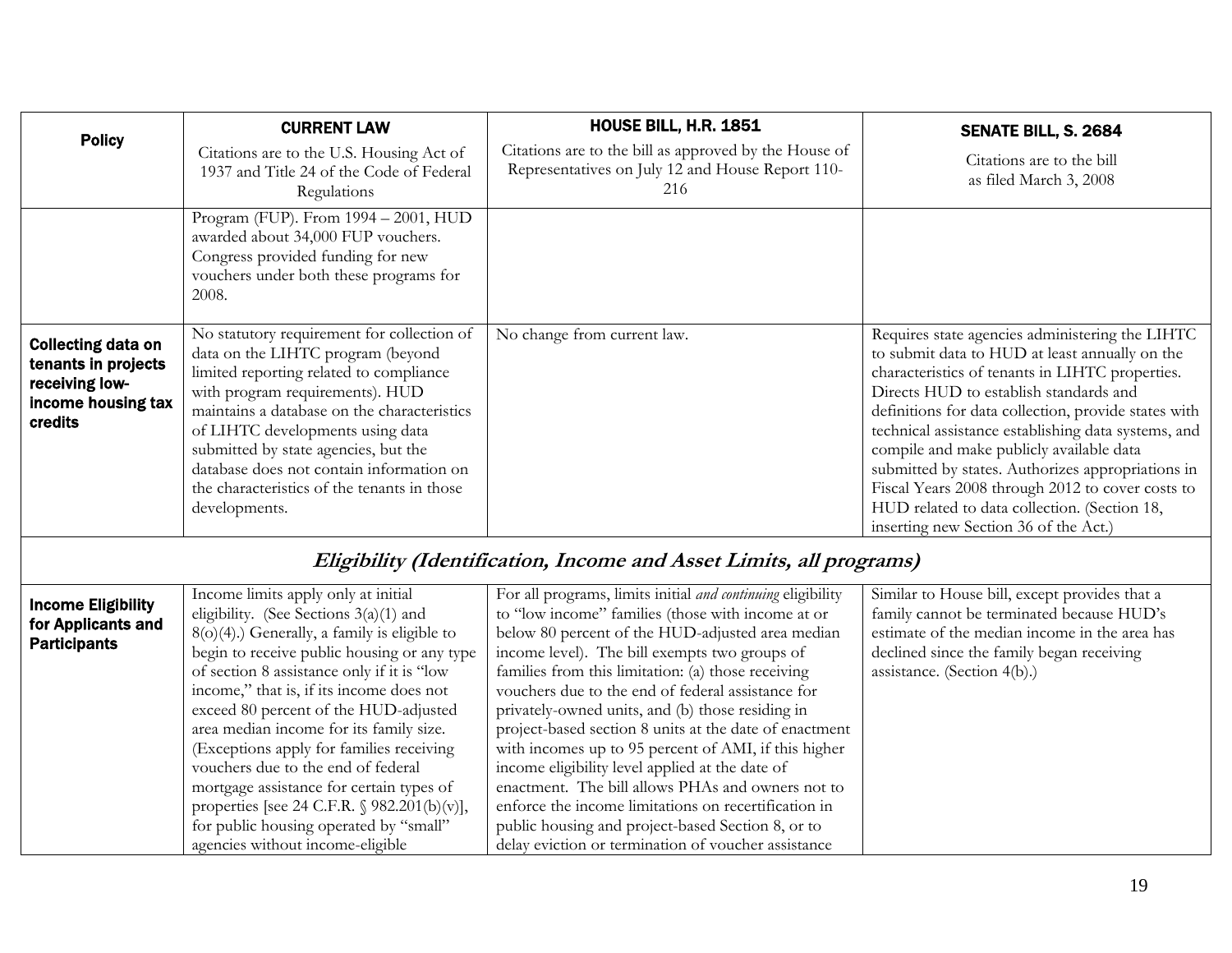| Policy | CURRENT LAW<br>Citations are to the U.S. Housing Act of 1937 and Title 24 of the Code of Federal Regulations | HOUSE BILL, H.R. 1851<br>Citations are to the bill as approved by the House of Representatives on July 12 and House Report 110-216 | SENATE BILL, S. 2684<br>Citations are to the bill as filed March 3, 2008 |
|---|---|---|---|
| | Program (FUP). From 1994 – 2001, HUD awarded about 34,000 FUP vouchers. Congress provided funding for new vouchers under both these programs for 2008. | | |
| **Collecting data on tenants in projects receiving low-income housing tax credits** | No statutory requirement for collection of data on the LIHTC program (beyond limited reporting related to compliance with program requirements). HUD maintains a database on the characteristics of LIHTC developments using data submitted by state agencies, but the database does not contain information on the characteristics of the tenants in those developments. | No change from current law. | Requires state agencies administering the LIHTC to submit data to HUD at least annually on the characteristics of tenants in LIHTC properties. Directs HUD to establish standards and definitions for data collection, provide states with technical assistance establishing data systems, and compile and make publicly available data submitted by states. Authorizes appropriations in Fiscal Years 2008 through 2012 to cover costs to HUD related to data collection. (Section 18, inserting new Section 36 of the Act.) |
| ***Eligibility (Identification, Income and Asset Limits, all programs)*** | | | |
| **Income Eligibility for Applicants and Participants** | Income limits apply only at initial eligibility. (See Sections 3(a)(1) and 8(o)(4).) Generally, a family is eligible to begin to receive public housing or any type of section 8 assistance only if it is "low income," that is, if its income does not exceed 80 percent of the HUD-adjusted area median income for its family size. (Exceptions apply for families receiving vouchers due to the end of federal mortgage assistance for certain types of properties [see 24 C.F.R. § 982.201(b)(v)], for public housing operated by "small" agencies without income-eligible | For all programs, limits initial *and continuing* eligibility to "low income" families (those with income at or below 80 percent of the HUD-adjusted area median income level). The bill exempts two groups of families from this limitation: (a) those receiving vouchers due to the end of federal assistance for privately-owned units, and (b) those residing in project-based section 8 units at the date of enactment with incomes up to 95 percent of AMI, if this higher income eligibility level applied at the date of enactment. The bill allows PHAs and owners not to enforce the income limitations on recertification in public housing and project-based Section 8, or to delay eviction or termination of voucher assistance | Similar to House bill, except provides that a family cannot be terminated because HUD's estimate of the median income in the area has declined since the family began receiving assistance. (Section 4(b).) |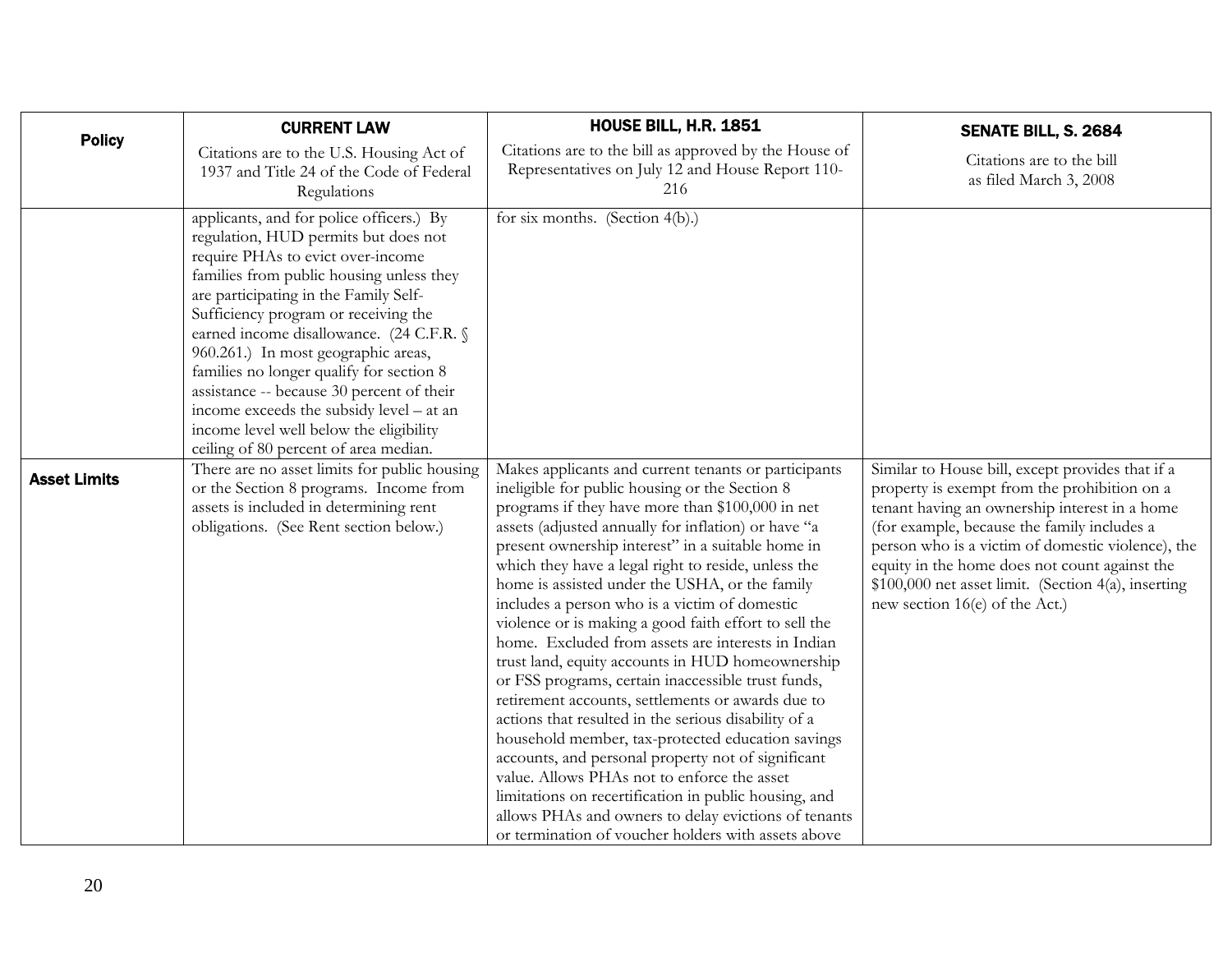| Policy | CURRENT LAW<br>Citations are to the U.S. Housing Act of 1937 and Title 24 of the Code of Federal Regulations | HOUSE BILL, H.R. 1851<br>Citations are to the bill as approved by the House of Representatives on July 12 and House Report 110-216 | SENATE BILL, S. 2684<br>Citations are to the bill as filed March 3, 2008 |
|---|---|---|---|
| | applicants, and for police officers.) By regulation, HUD permits but does not require PHAs to evict over-income families from public housing unless they are participating in the Family Self-Sufficiency program or receiving the earned income disallowance. (24 C.F.R. § 960.261.) In most geographic areas, families no longer qualify for section 8 assistance -- because 30 percent of their income exceeds the subsidy level – at an income level well below the eligibility ceiling of 80 percent of area median. | for six months. (Section 4(b).) | |
| **Asset Limits** | There are no asset limits for public housing or the Section 8 programs. Income from assets is included in determining rent obligations. (See Rent section below.) | Makes applicants and current tenants or participants ineligible for public housing or the Section 8 programs if they have more than $100,000 in net assets (adjusted annually for inflation) or have "a present ownership interest" in a suitable home in which they have a legal right to reside, unless the home is assisted under the USHA, or the family includes a person who is a victim of domestic violence or is making a good faith effort to sell the home. Excluded from assets are interests in Indian trust land, equity accounts in HUD homeownership or FSS programs, certain inaccessible trust funds, retirement accounts, settlements or awards due to actions that resulted in the serious disability of a household member, tax-protected education savings accounts, and personal property not of significant value. Allows PHAs not to enforce the asset limitations on recertification in public housing, and allows PHAs and owners to delay evictions of tenants or termination of voucher holders with assets above | Similar to House bill, except provides that if a property is exempt from the prohibition on a tenant having an ownership interest in a home (for example, because the family includes a person who is a victim of domestic violence), the equity in the home does not count against the $100,000 net asset limit. (Section 4(a), inserting new section 16(e) of the Act.) |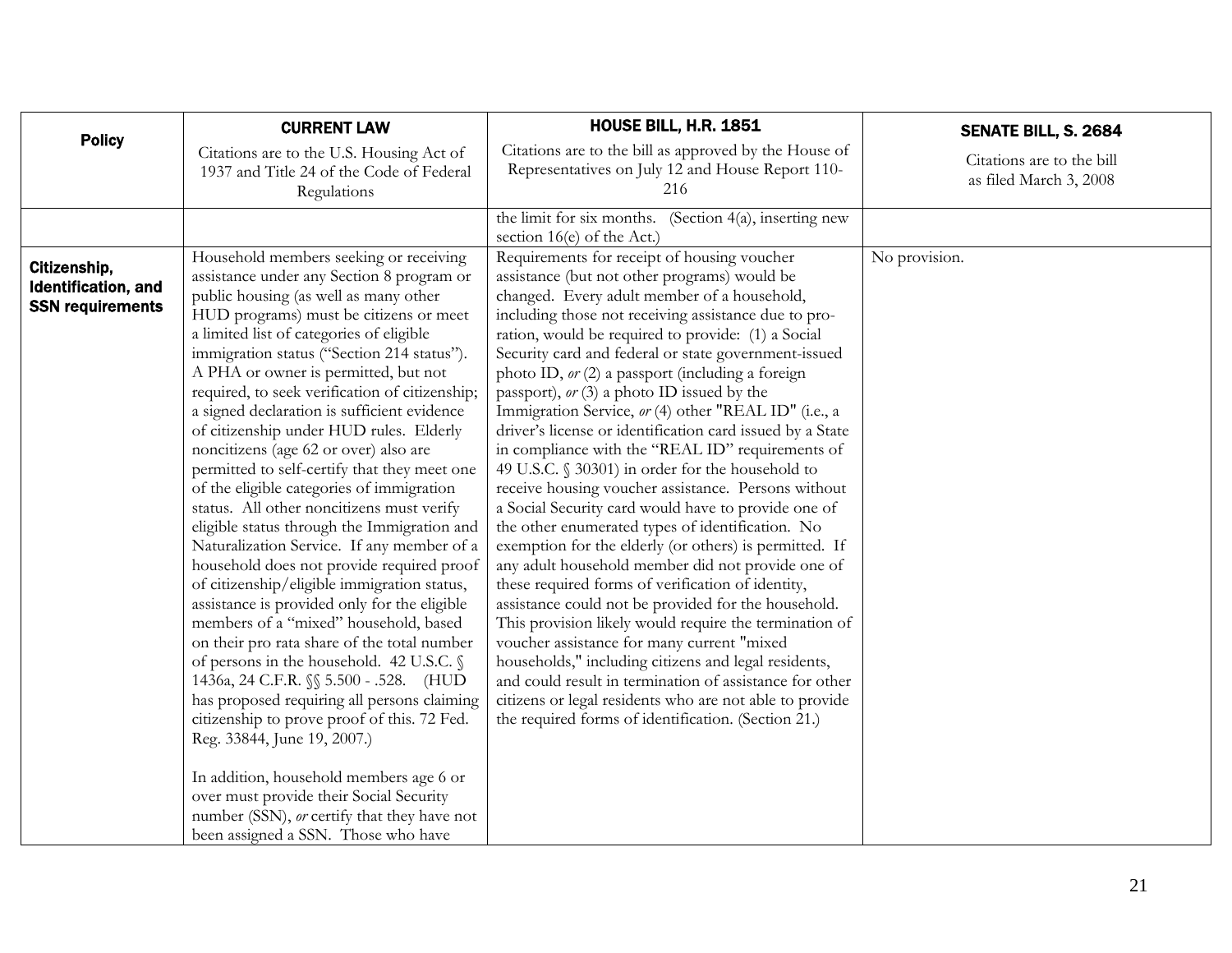| Policy | CURRENT LAW<br>Citations are to the U.S. Housing Act of 1937 and Title 24 of the Code of Federal Regulations | HOUSE BILL, H.R. 1851<br>Citations are to the bill as approved by the House of Representatives on July 12 and House Report 110-216 | SENATE BILL, S. 2684<br>Citations are to the bill as filed March 3, 2008 |
|---|---|---|---|
| | | the limit for six months. (Section 4(a), inserting new section 16(e) of the Act.) | |
| **Citizenship, Identification, and SSN requirements** | Household members seeking or receiving assistance under any Section 8 program or public housing (as well as many other HUD programs) must be citizens or meet a limited list of categories of eligible immigration status ("Section 214 status"). A PHA or owner is permitted, but not required, to seek verification of citizenship; a signed declaration is sufficient evidence of citizenship under HUD rules. Elderly noncitizens (age 62 or over) also are permitted to self-certify that they meet one of the eligible categories of immigration status. All other noncitizens must verify eligible status through the Immigration and Naturalization Service. If any member of a household does not provide required proof of citizenship/eligible immigration status, assistance is provided only for the eligible members of a "mixed" household, based on their pro rata share of the total number of persons in the household. 42 U.S.C. § 1436a, 24 C.F.R. §§ 5.500 - .528. (HUD has proposed requiring all persons claiming citizenship to prove proof of this. 72 Fed. Reg. 33844, June 19, 2007.)<br><br>In addition, household members age 6 or over must provide their Social Security number (SSN), *or* certify that they have not been assigned a SSN. Those who have | Requirements for receipt of housing voucher assistance (but not other programs) would be changed. Every adult member of a household, including those not receiving assistance due to pro-ration, would be required to provide: (1) a Social Security card and federal or state government-issued photo ID, *or* (2) a passport (including a foreign passport), *or* (3) a photo ID issued by the Immigration Service, *or* (4) other "REAL ID" (i.e., a driver's license or identification card issued by a State in compliance with the "REAL ID" requirements of 49 U.S.C. § 30301) in order for the household to receive housing voucher assistance. Persons without a Social Security card would have to provide one of the other enumerated types of identification. No exemption for the elderly (or others) is permitted. If any adult household member did not provide one of these required forms of verification of identity, assistance could not be provided for the household. This provision likely would require the termination of voucher assistance for many current "mixed households," including citizens and legal residents, and could result in termination of assistance for other citizens or legal residents who are not able to provide the required forms of identification. (Section 21.) | No provision. |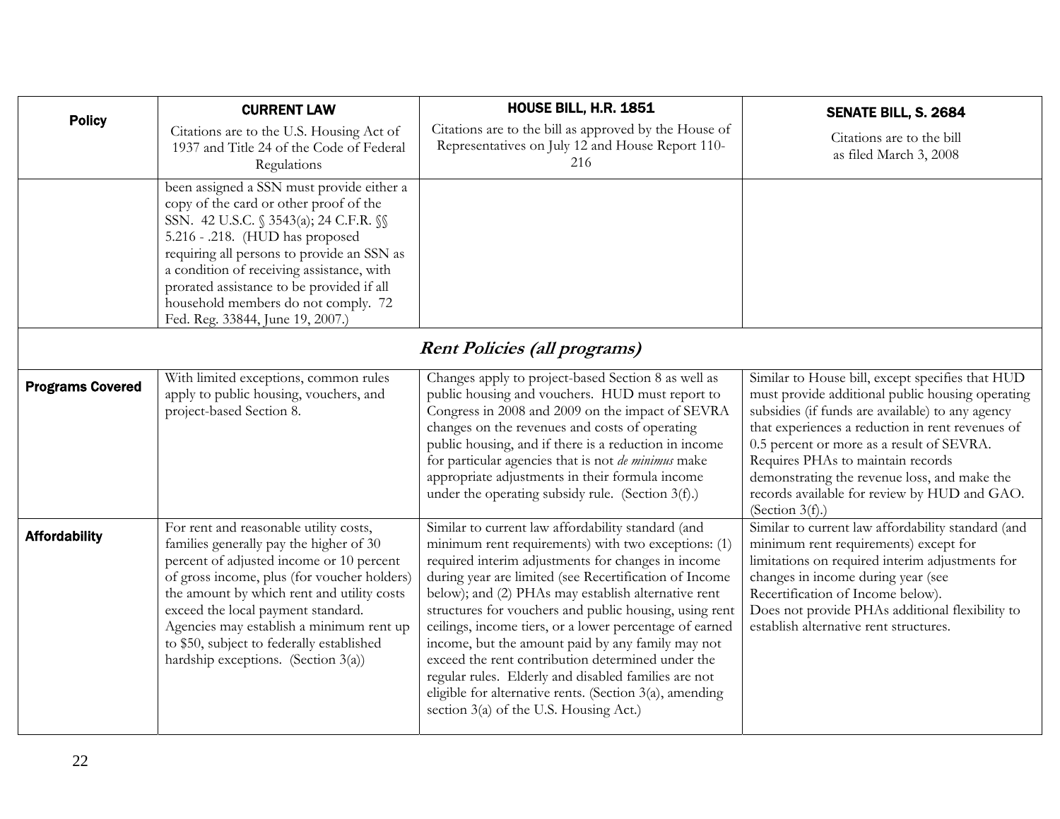| Policy | CURRENT LAW<br>Citations are to the U.S. Housing Act of 1937 and Title 24 of the Code of Federal Regulations | HOUSE BILL, H.R. 1851<br>Citations are to the bill as approved by the House of Representatives on July 12 and House Report 110-216 | SENATE BILL, S. 2684<br>Citations are to the bill as filed March 3, 2008 |
|---|---|---|---|
| | been assigned a SSN must provide either a copy of the card or other proof of the SSN. 42 U.S.C. § 3543(a); 24 C.F.R. §§ 5.216 - .218. (HUD has proposed requiring all persons to provide an SSN as a condition of receiving assistance, with prorated assistance to be provided if all household members do not comply. 72 Fed. Reg. 33844, June 19, 2007.) | | |
| | | ***Rent Policies (all programs)*** | |
| **Programs Covered** | With limited exceptions, common rules apply to public housing, vouchers, and project-based Section 8. | Changes apply to project-based Section 8 as well as public housing and vouchers. HUD must report to Congress in 2008 and 2009 on the impact of SEVRA changes on the revenues and costs of operating public housing, and if there is a reduction in income for particular agencies that is not *de minimus* make appropriate adjustments in their formula income under the operating subsidy rule. (Section 3(f).) | Similar to House bill, except specifies that HUD must provide additional public housing operating subsidies (if funds are available) to any agency that experiences a reduction in rent revenues of 0.5 percent or more as a result of SEVRA. Requires PHAs to maintain records demonstrating the revenue loss, and make the records available for review by HUD and GAO. (Section 3(f).) |
| **Affordability** | For rent and reasonable utility costs, families generally pay the higher of 30 percent of adjusted income or 10 percent of gross income, plus (for voucher holders) the amount by which rent and utility costs exceed the local payment standard. Agencies may establish a minimum rent up to $50, subject to federally established hardship exceptions. (Section 3(a)) | Similar to current law affordability standard (and minimum rent requirements) with two exceptions: (1) required interim adjustments for changes in income during year are limited (see Recertification of Income below); and (2) PHAs may establish alternative rent structures for vouchers and public housing, using rent ceilings, income tiers, or a lower percentage of earned income, but the amount paid by any family may not exceed the rent contribution determined under the regular rules. Elderly and disabled families are not eligible for alternative rents. (Section 3(a), amending section 3(a) of the U.S. Housing Act.) | Similar to current law affordability standard (and minimum rent requirements) except for limitations on required interim adjustments for changes in income during year (see Recertification of Income below).<br>Does not provide PHAs additional flexibility to establish alternative rent structures. |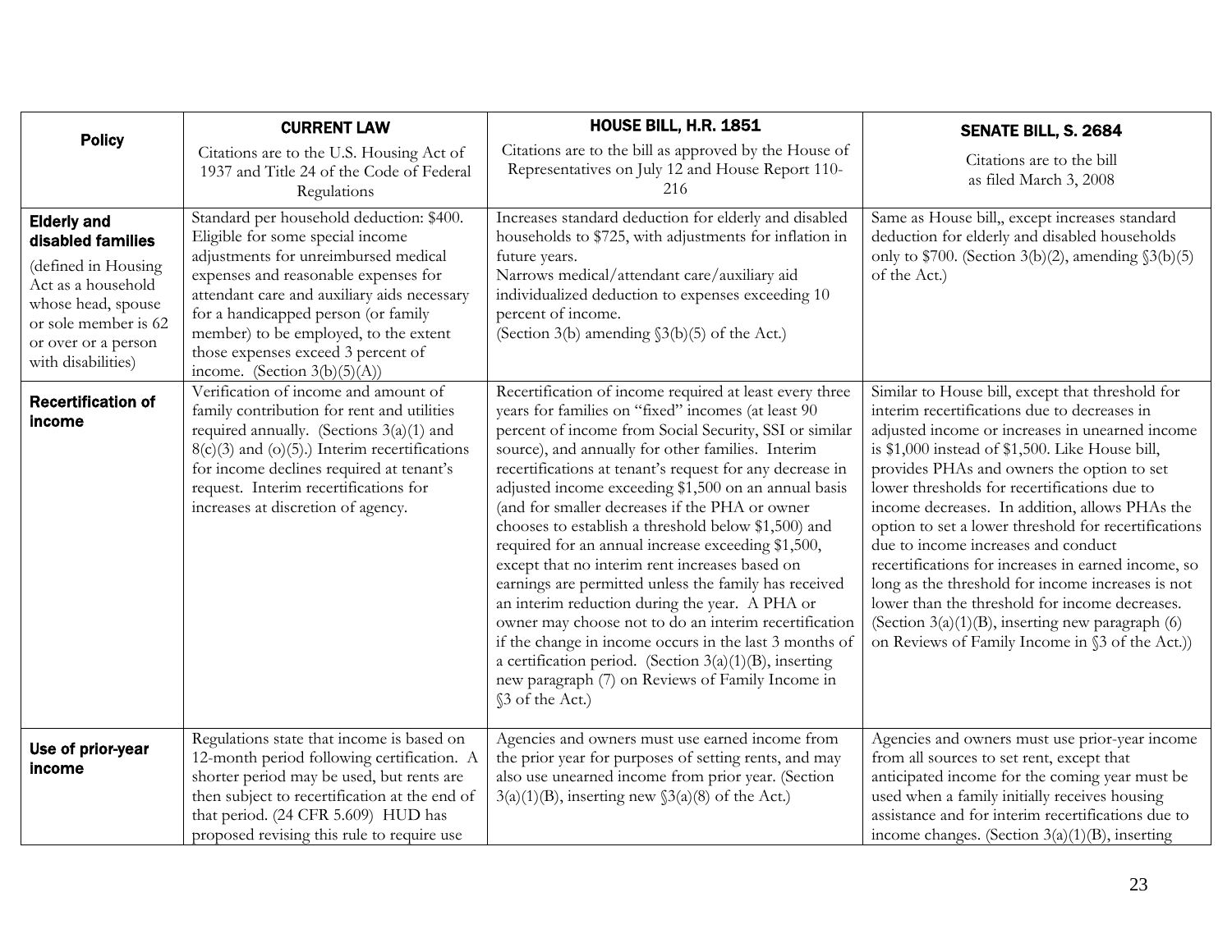| Policy | CURRENT LAW<br>Citations are to the U.S. Housing Act of 1937 and Title 24 of the Code of Federal Regulations | HOUSE BILL, H.R. 1851<br>Citations are to the bill as approved by the House of Representatives on July 12 and House Report 110-216 | SENATE BILL, S. 2684<br>Citations are to the bill as filed March 3, 2008 |
|---|---|---|---|
| **Elderly and disabled families**<br>(defined in Housing Act as a household whose head, spouse or sole member is 62 or over or a person with disabilities) | Standard per household deduction: $400. Eligible for some special income adjustments for unreimbursed medical expenses and reasonable expenses for attendant care and auxiliary aids necessary for a handicapped person (or family member) to be employed, to the extent those expenses exceed 3 percent of income. (Section 3(b)(5)(A)) | Increases standard deduction for elderly and disabled households to $725, with adjustments for inflation in future years.<br>Narrows medical/attendant care/auxiliary aid individualized deduction to expenses exceeding 10 percent of income.<br>(Section 3(b) amending §3(b)(5) of the Act.) | Same as House bill,, except increases standard deduction for elderly and disabled households only to $700. (Section 3(b)(2), amending §3(b)(5) of the Act.) |
| **Recertification of income** | Verification of income and amount of family contribution for rent and utilities required annually. (Sections 3(a)(1) and 8(c)(3) and (o)(5).) Interim recertifications for income declines required at tenant's request. Interim recertifications for increases at discretion of agency. | Recertification of income required at least every three years for families on "fixed" incomes (at least 90 percent of income from Social Security, SSI or similar source), and annually for other families. Interim recertifications at tenant's request for any decrease in adjusted income exceeding $1,500 on an annual basis (and for smaller decreases if the PHA or owner chooses to establish a threshold below $1,500) and required for an annual increase exceeding $1,500, except that no interim rent increases based on earnings are permitted unless the family has received an interim reduction during the year. A PHA or owner may choose not to do an interim recertification if the change in income occurs in the last 3 months of a certification period. (Section 3(a)(1)(B), inserting new paragraph (7) on Reviews of Family Income in §3 of the Act.) | Similar to House bill, except that threshold for interim recertifications due to decreases in adjusted income or increases in unearned income is $1,000 instead of $1,500. Like House bill, provides PHAs and owners the option to set lower thresholds for recertifications due to income decreases. In addition, allows PHAs the option to set a lower threshold for recertifications due to income increases and conduct recertifications for increases in earned income, so long as the threshold for income increases is not lower than the threshold for income decreases. (Section 3(a)(1)(B), inserting new paragraph (6) on Reviews of Family Income in §3 of the Act.)) |
| **Use of prior-year income** | Regulations state that income is based on 12-month period following certification. A shorter period may be used, but rents are then subject to recertification at the end of that period. (24 CFR 5.609) HUD has proposed revising this rule to require use | Agencies and owners must use earned income from the prior year for purposes of setting rents, and may also use unearned income from prior year. (Section 3(a)(1)(B), inserting new §3(a)(8) of the Act.) | Agencies and owners must use prior-year income from all sources to set rent, except that anticipated income for the coming year must be used when a family initially receives housing assistance and for interim recertifications due to income changes. (Section 3(a)(1)(B), inserting |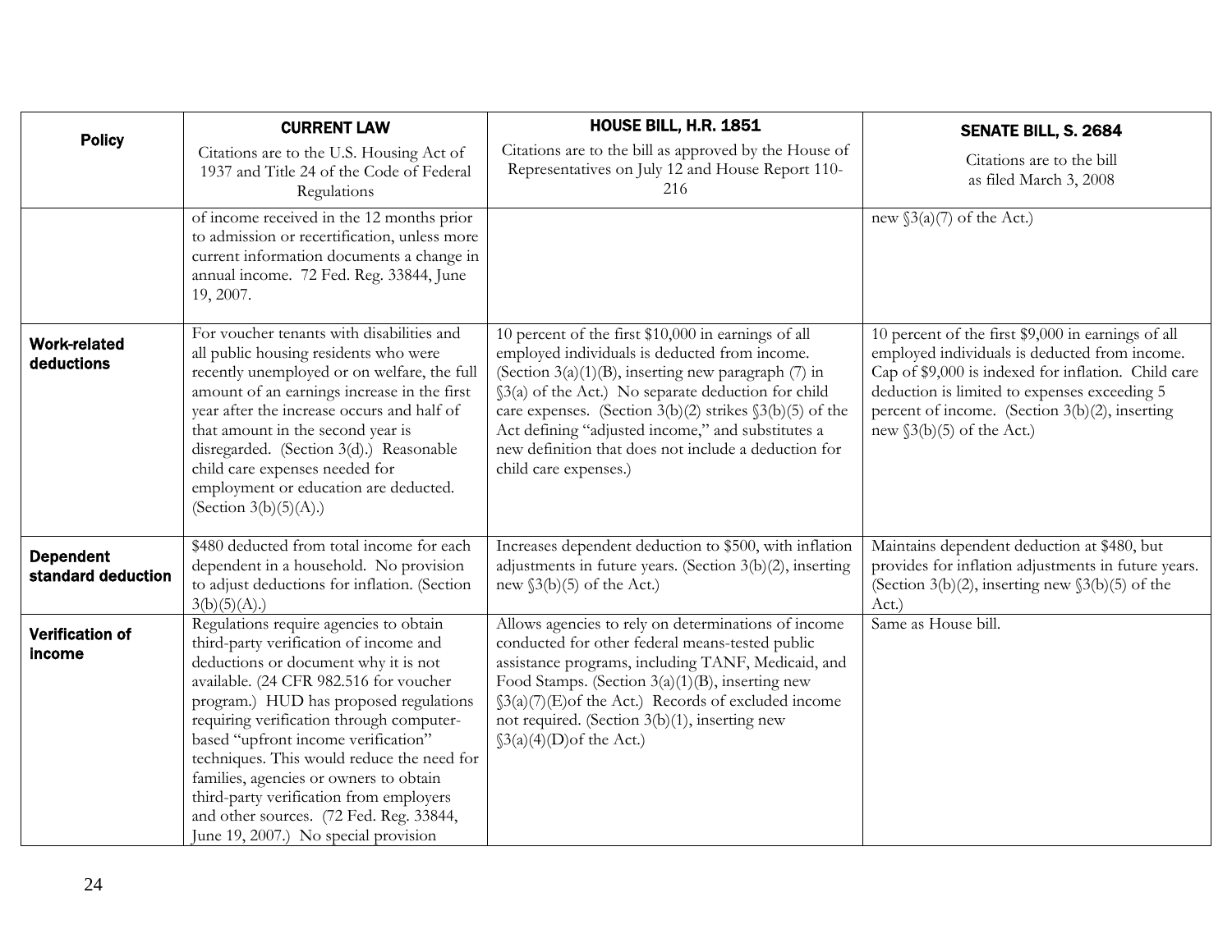| Policy | CURRENT LAW<br>Citations are to the U.S. Housing Act of 1937 and Title 24 of the Code of Federal Regulations | HOUSE BILL, H.R. 1851<br>Citations are to the bill as approved by the House of Representatives on July 12 and House Report 110-216 | SENATE BILL, S. 2684<br>Citations are to the bill as filed March 3, 2008 |
|---|---|---|---|
| | of income received in the 12 months prior to admission or recertification, unless more current information documents a change in annual income. 72 Fed. Reg. 33844, June 19, 2007. | | new §3(a)(7) of the Act.) |
| **Work-related deductions** | For voucher tenants with disabilities and all public housing residents who were recently unemployed or on welfare, the full amount of an earnings increase in the first year after the increase occurs and half of that amount in the second year is disregarded. (Section 3(d).) Reasonable child care expenses needed for employment or education are deducted. (Section 3(b)(5)(A).) | 10 percent of the first $10,000 in earnings of all employed individuals is deducted from income. (Section 3(a)(1)(B), inserting new paragraph (7) in §3(a) of the Act.) No separate deduction for child care expenses. (Section 3(b)(2) strikes §3(b)(5) of the Act defining "adjusted income," and substitutes a new definition that does not include a deduction for child care expenses.) | 10 percent of the first $9,000 in earnings of all employed individuals is deducted from income. Cap of $9,000 is indexed for inflation. Child care deduction is limited to expenses exceeding 5 percent of income. (Section 3(b)(2), inserting new §3(b)(5) of the Act.) |
| **Dependent standard deduction** | $480 deducted from total income for each dependent in a household. No provision to adjust deductions for inflation. (Section 3(b)(5)(A).) | Increases dependent deduction to $500, with inflation adjustments in future years. (Section 3(b)(2), inserting new §3(b)(5) of the Act.) | Maintains dependent deduction at $480, but provides for inflation adjustments in future years. (Section 3(b)(2), inserting new §3(b)(5) of the Act.) |
| **Verification of income** | Regulations require agencies to obtain third-party verification of income and deductions or document why it is not available. (24 CFR 982.516 for voucher program.) HUD has proposed regulations requiring verification through computer-based "upfront income verification" techniques. This would reduce the need for families, agencies or owners to obtain third-party verification from employers and other sources. (72 Fed. Reg. 33844, June 19, 2007.) No special provision | Allows agencies to rely on determinations of income conducted for other federal means-tested public assistance programs, including TANF, Medicaid, and Food Stamps. (Section 3(a)(1)(B), inserting new §3(a)(7)(E)of the Act.) Records of excluded income not required. (Section 3(b)(1), inserting new §3(a)(4)(D)of the Act.) | Same as House bill. |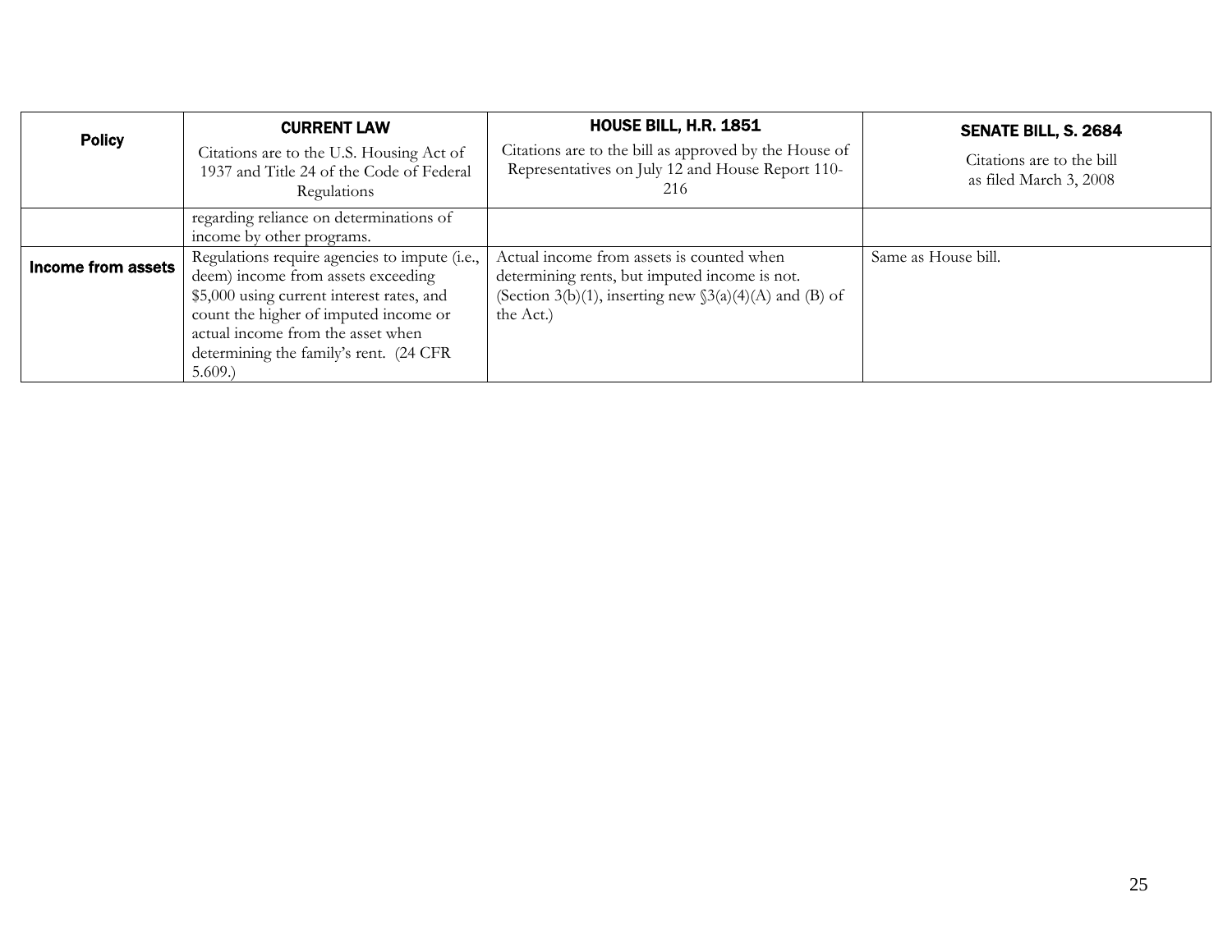| Policy | CURRENT LAW<br>Citations are to the U.S. Housing Act of 1937 and Title 24 of the Code of Federal Regulations | HOUSE BILL, H.R. 1851<br>Citations are to the bill as approved by the House of Representatives on July 12 and House Report 110-216 | SENATE BILL, S. 2684<br>Citations are to the bill as filed March 3, 2008 |
|---|---|---|---|
| | regarding reliance on determinations of income by other programs. | | |
| **Income from assets** | Regulations require agencies to impute (i.e., deem) income from assets exceeding $5,000 using current interest rates, and count the higher of imputed income or actual income from the asset when determining the family's rent. (24 CFR 5.609.) | Actual income from assets is counted when determining rents, but imputed income is not. (Section 3(b)(1), inserting new §3(a)(4)(A) and (B) of the Act.) | Same as House bill. |